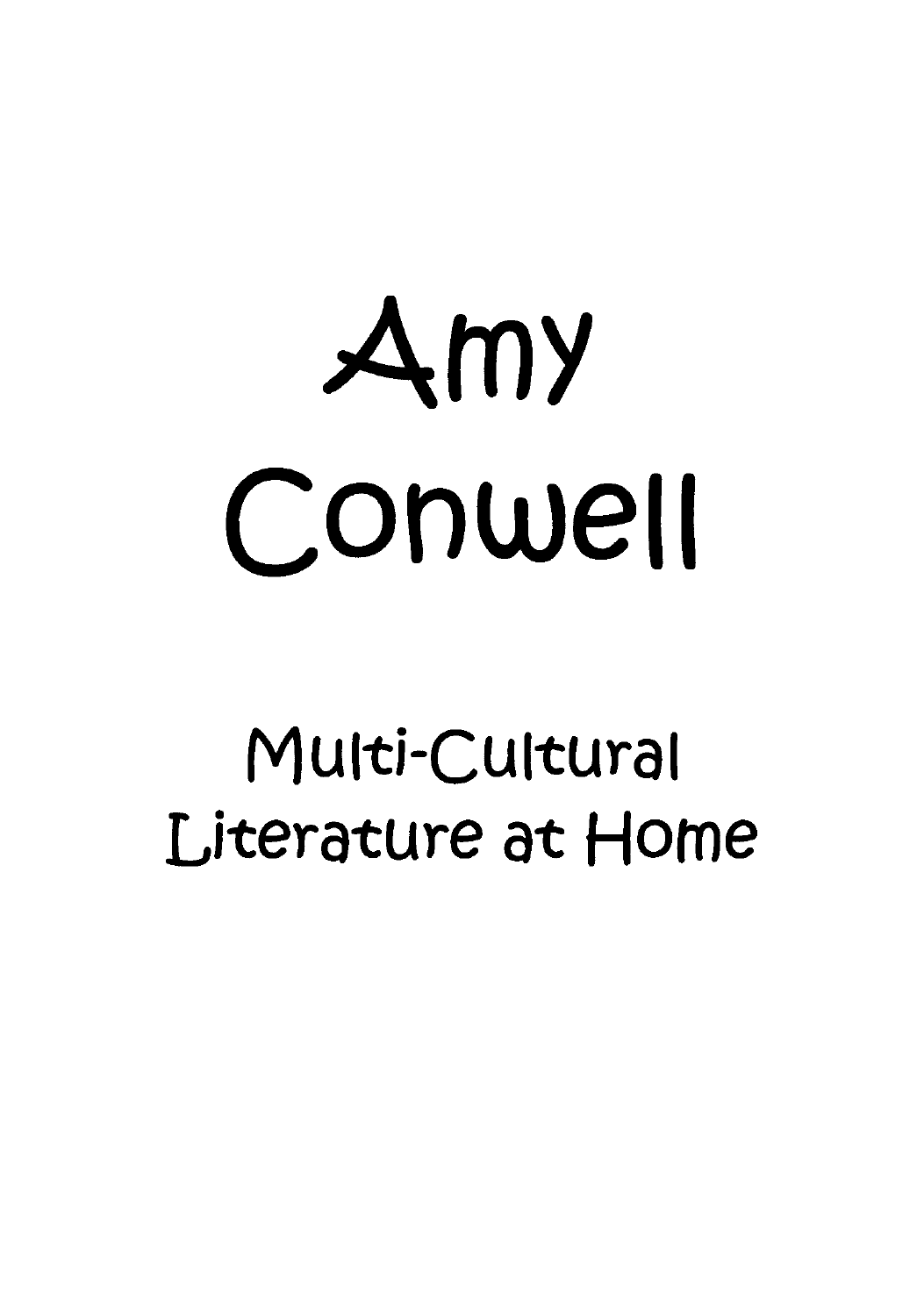# Amy Conwell

## Multi-Cultural Literature at Home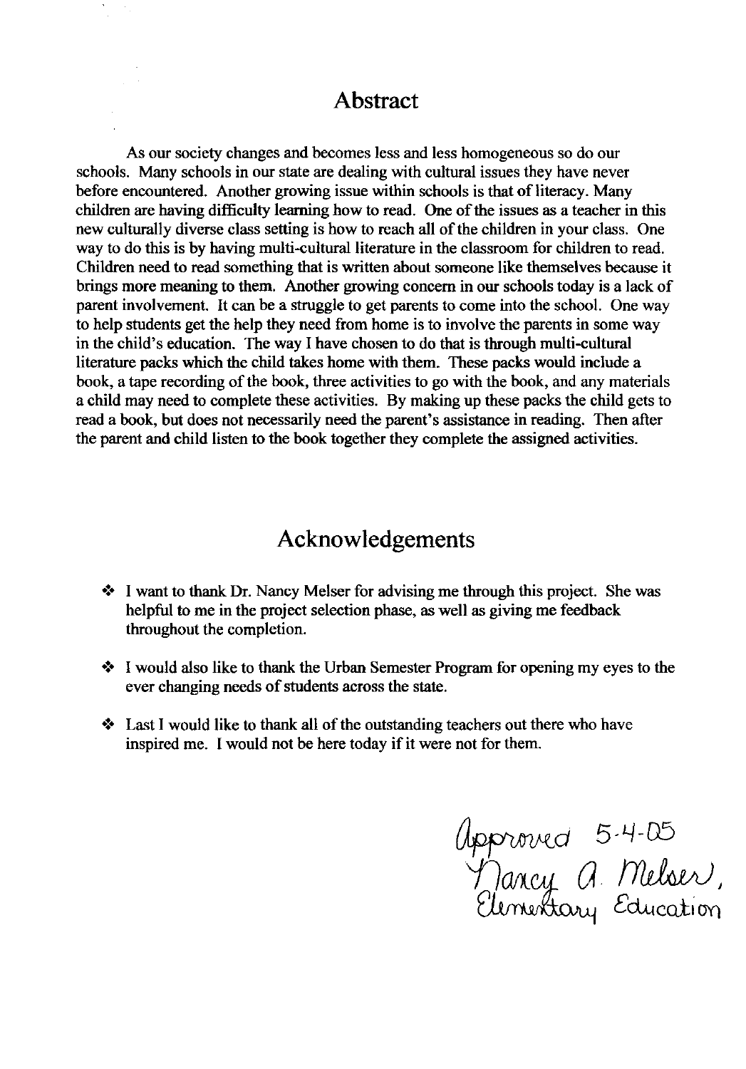## Abstract

As our society changes and becomes less and less homogeneous so do our schools. Many schools in our state are dealing with cultural issues they have never before encountered. Another growing issue within schools is that of literacy. Many children are having difficulty learning how to read. One of the issues as a teacher in this new culturally diverse class setting is how to reach all of the children in your class. One way to do this is by having multi-cultural literature in the classroom for children to read. Children need to read something that is written about someone like themselves because it brings more meaning to them. Another growing concern in our schools today is a lack of parent involvement. It can be a struggle to get parents to come into the school. One way to help students get the help they need from home is to involve the parents in some way in the child's education. The way I have chosen to do that is through multi-cultural literature packs which the child takes home with them. These packs would include a book, a tape recording of the book, three activities to go with the book, and any materials a child may need to complete these activities. By making up these packs the child gets to read a book, but does not necessarily need the parent's assistance in reading. Then after the parent and child listen to the book together they complete the assigned activities.

## Acknowledgements

- I want to thank Dr. Nancy Melser for advising me through this project. She was helpful to me in the project selection phase, as well as giving me feedback throughout the completion.
- I would also like to thank the Urban Semester Program for opening my eyes to the ever changing needs of students across the state.
- Last I would like to thank all of the outstanding teachers out there who have inspired me. I would not be here today if it were not for them.

Approved 5-4-05
Nancy A. Melser,
Elementary Education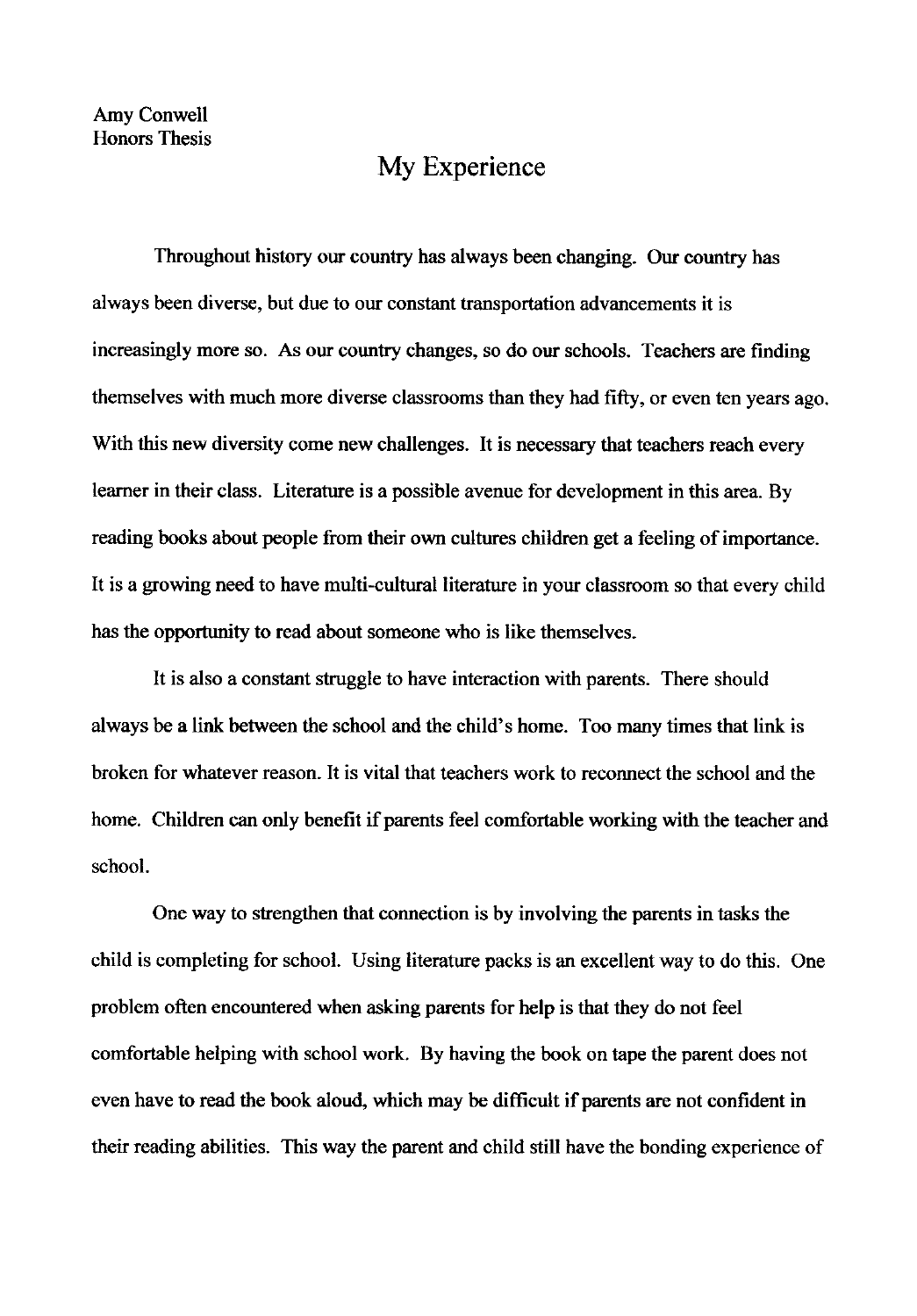Amy Conwell
Honors Thesis

# My Experience

Throughout history our country has always been changing. Our country has always been diverse, but due to our constant transportation advancements it is increasingly more so. As our country changes, so do our schools. Teachers are finding themselves with much more diverse classrooms than they had fifty, or even ten years ago. With this new diversity come new challenges. It is necessary that teachers reach every learner in their class. Literature is a possible avenue for development in this area. By reading books about people from their own cultures children get a feeling of importance. It is a growing need to have multi-cultural literature in your classroom so that every child has the opportunity to read about someone who is like themselves.

It is also a constant struggle to have interaction with parents. There should always be a link between the school and the child's home. Too many times that link is broken for whatever reason. It is vital that teachers work to reconnect the school and the home. Children can only benefit if parents feel comfortable working with the teacher and school.

One way to strengthen that connection is by involving the parents in tasks the child is completing for school. Using literature packs is an excellent way to do this. One problem often encountered when asking parents for help is that they do not feel comfortable helping with school work. By having the book on tape the parent does not even have to read the book aloud, which may be difficult if parents are not confident in their reading abilities. This way the parent and child still have the bonding experience of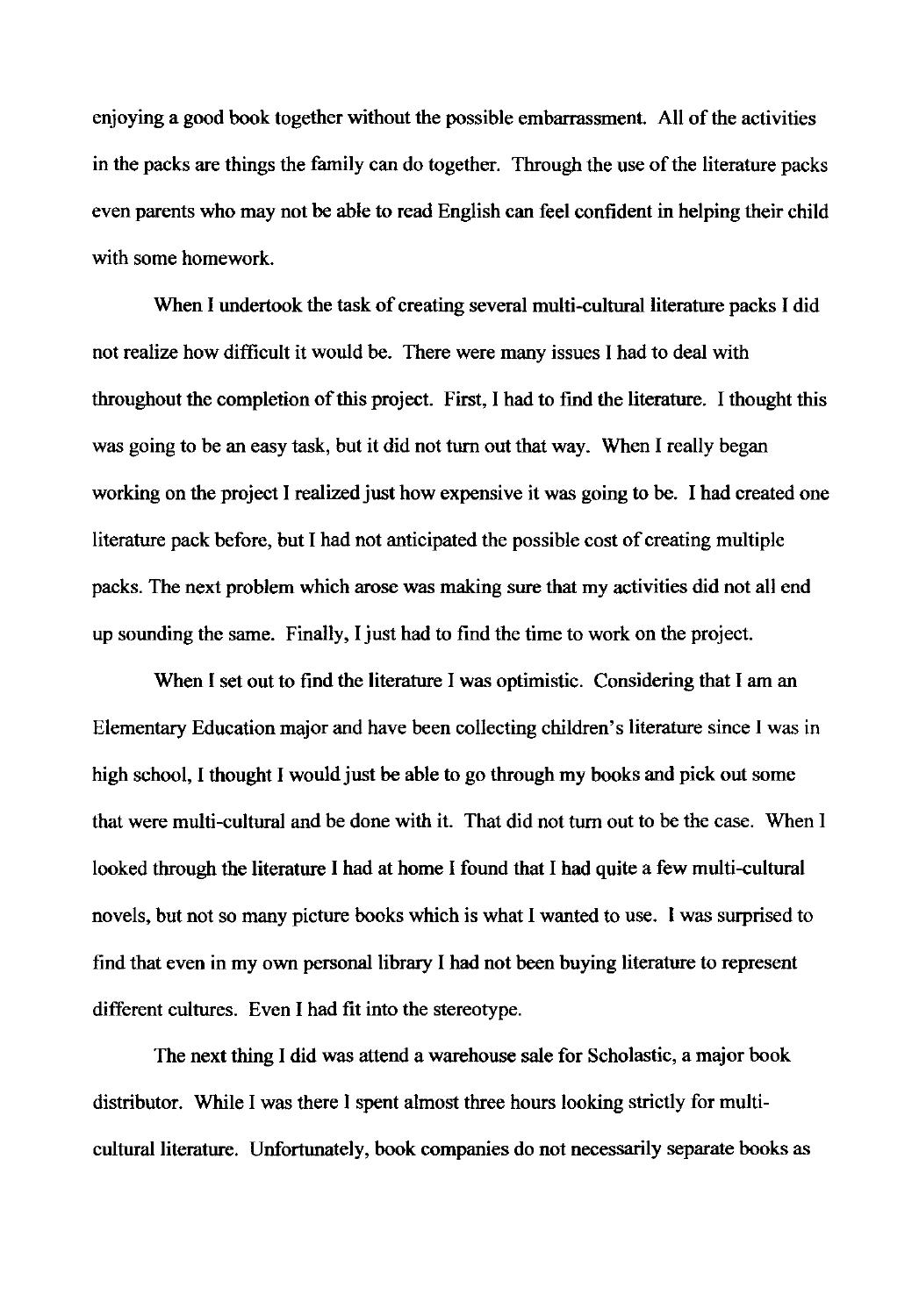enjoying a good book together without the possible embarrassment. All of the activities in the packs are things the family can do together. Through the use of the literature packs even parents who may not be able to read English can feel confident in helping their child with some homework.

When I undertook the task of creating several multi-cultural literature packs I did not realize how difficult it would be. There were many issues I had to deal with throughout the completion of this project. First, I had to find the literature. I thought this was going to be an easy task, but it did not turn out that way. When I really began working on the project I realized just how expensive it was going to be. I had created one literature pack before, but I had not anticipated the possible cost of creating multiple packs. The next problem which arose was making sure that my activities did not all end up sounding the same. Finally, I just had to find the time to work on the project.

When I set out to find the literature I was optimistic. Considering that I am an Elementary Education major and have been collecting children's literature since I was in high school, I thought I would just be able to go through my books and pick out some that were multi-cultural and be done with it. That did not turn out to be the case. When I looked through the literature I had at home I found that I had quite a few multi-cultural novels, but not so many picture books which is what I wanted to use. I was surprised to find that even in my own personal library I had not been buying literature to represent different cultures. Even I had fit into the stereotype.

The next thing I did was attend a warehouse sale for Scholastic, a major book distributor. While I was there I spent almost three hours looking strictly for multi-cultural literature. Unfortunately, book companies do not necessarily separate books as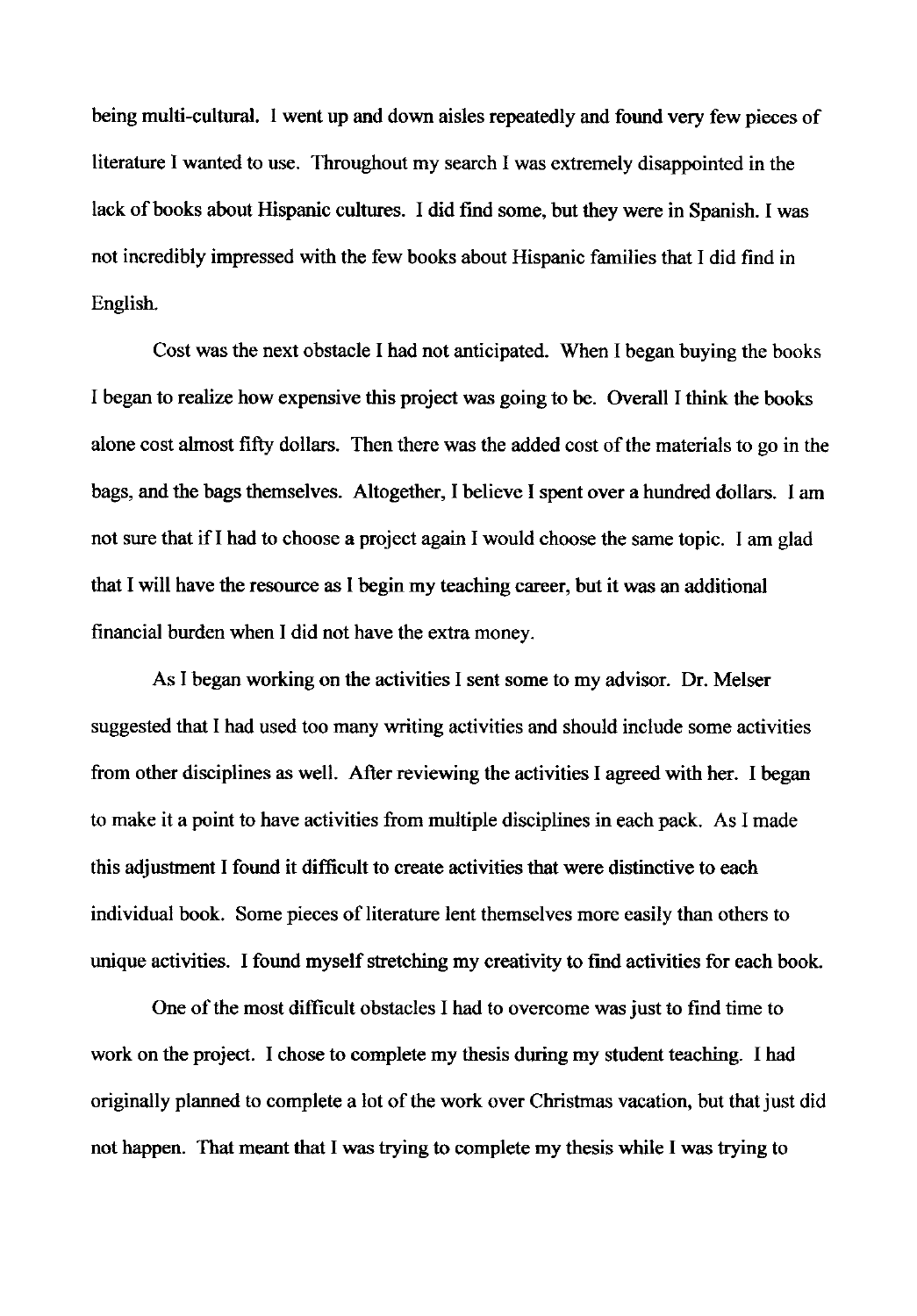being multi-cultural. I went up and down aisles repeatedly and found very few pieces of literature I wanted to use. Throughout my search I was extremely disappointed in the lack of books about Hispanic cultures. I did find some, but they were in Spanish. I was not incredibly impressed with the few books about Hispanic families that I did find in English.

Cost was the next obstacle I had not anticipated. When I began buying the books I began to realize how expensive this project was going to be. Overall I think the books alone cost almost fifty dollars. Then there was the added cost of the materials to go in the bags, and the bags themselves. Altogether, I believe I spent over a hundred dollars. I am not sure that if I had to choose a project again I would choose the same topic. I am glad that I will have the resource as I begin my teaching career, but it was an additional financial burden when I did not have the extra money.

As I began working on the activities I sent some to my advisor. Dr. Melser suggested that I had used too many writing activities and should include some activities from other disciplines as well. After reviewing the activities I agreed with her. I began to make it a point to have activities from multiple disciplines in each pack. As I made this adjustment I found it difficult to create activities that were distinctive to each individual book. Some pieces of literature lent themselves more easily than others to unique activities. I found myself stretching my creativity to find activities for each book.

One of the most difficult obstacles I had to overcome was just to find time to work on the project. I chose to complete my thesis during my student teaching. I had originally planned to complete a lot of the work over Christmas vacation, but that just did not happen. That meant that I was trying to complete my thesis while I was trying to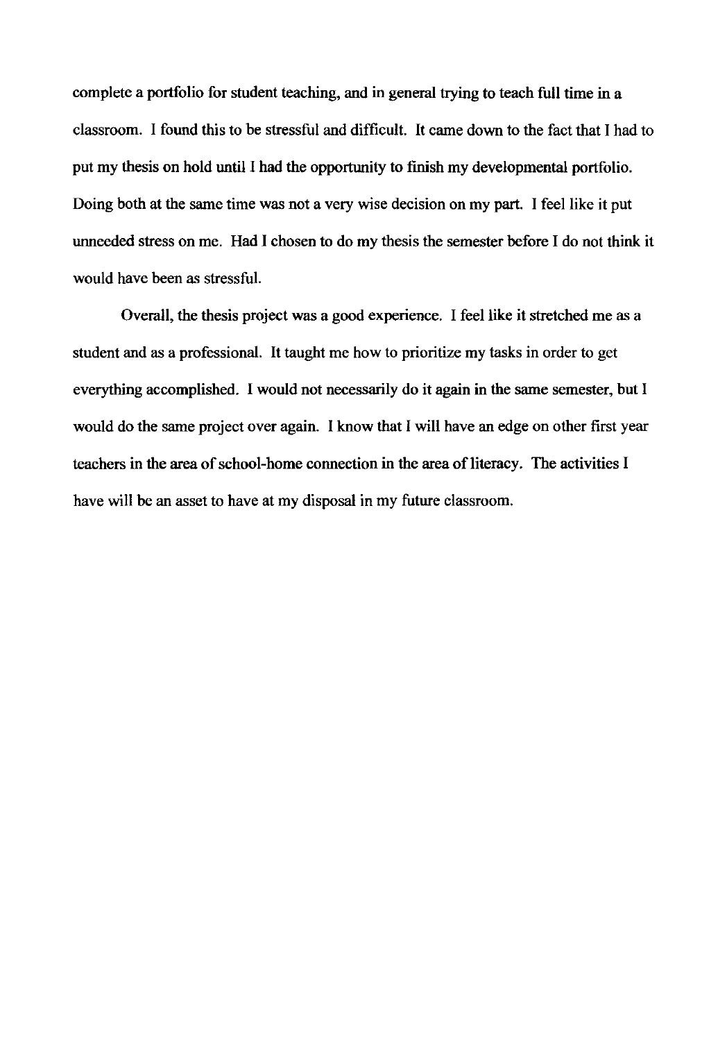complete a portfolio for student teaching, and in general trying to teach full time in a classroom. I found this to be stressful and difficult. It came down to the fact that I had to put my thesis on hold until I had the opportunity to finish my developmental portfolio. Doing both at the same time was not a very wise decision on my part. I feel like it put unneeded stress on me. Had I chosen to do my thesis the semester before I do not think it would have been as stressful.

Overall, the thesis project was a good experience. I feel like it stretched me as a student and as a professional. It taught me how to prioritize my tasks in order to get everything accomplished. I would not necessarily do it again in the same semester, but I would do the same project over again. I know that I will have an edge on other first year teachers in the area of school-home connection in the area of literacy. The activities I have will be an asset to have at my disposal in my future classroom.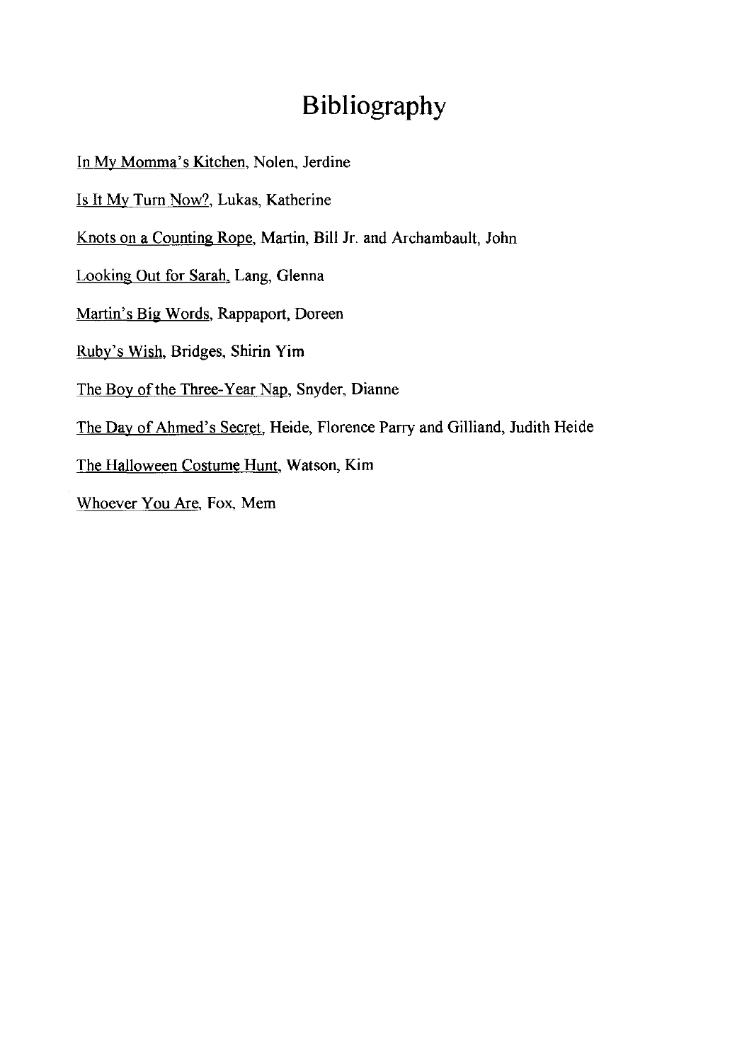# Bibliography

In My Momma's Kitchen, Nolen, Jerdine

Is It My Turn Now?, Lukas, Katherine

Knots on a Counting Rope, Martin, Bill Jr. and Archambault, John

Looking Out for Sarah, Lang, Glenna

Martin's Big Words, Rappaport, Doreen

Ruby's Wish, Bridges, Shirin Yim

The Boy of the Three-Year Nap, Snyder, Dianne

The Day of Ahmed's Secret, Heide, Florence Parry and Gilliand, Judith Heide

The Halloween Costume Hunt, Watson, Kim

Whoever You Are, Fox, Mem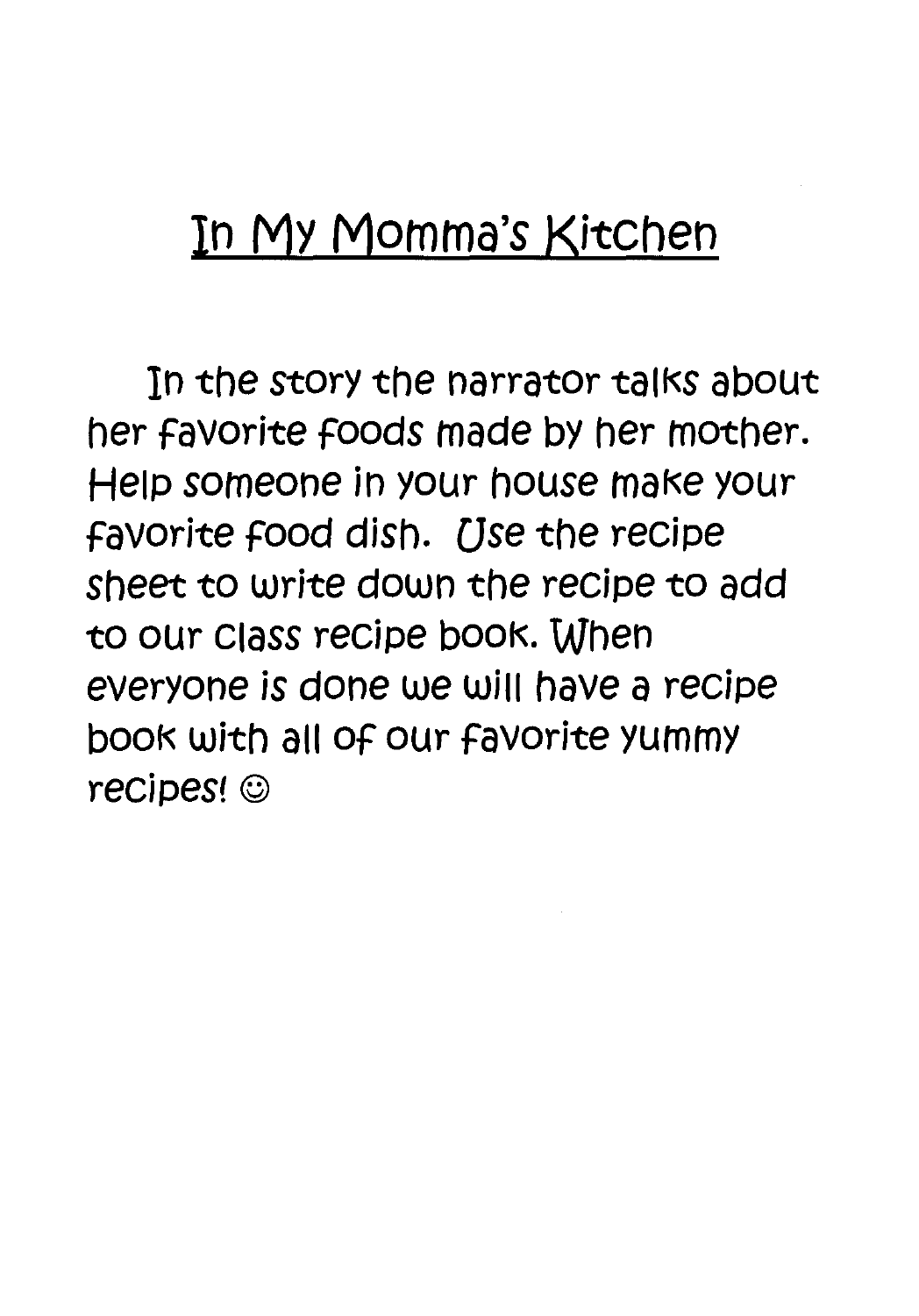# In My Momma's Kitchen

In the story the narrator talks about her favorite foods made by her mother. Help someone in your house make your favorite food dish. Use the recipe sheet to write down the recipe to add to our class recipe book. When everyone is done we will have a recipe book with all of our favorite yummy recipes! ☺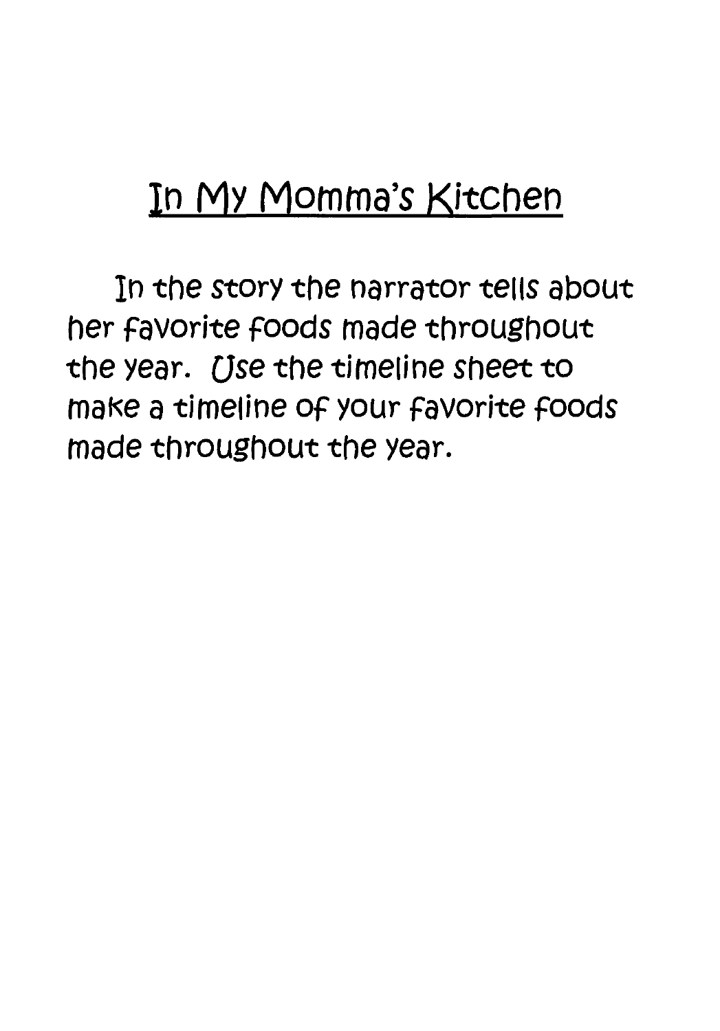# In My Momma's Kitchen

In the story the narrator tells about her favorite foods made throughout the year. Use the timeline sheet to make a timeline of your favorite foods made throughout the year.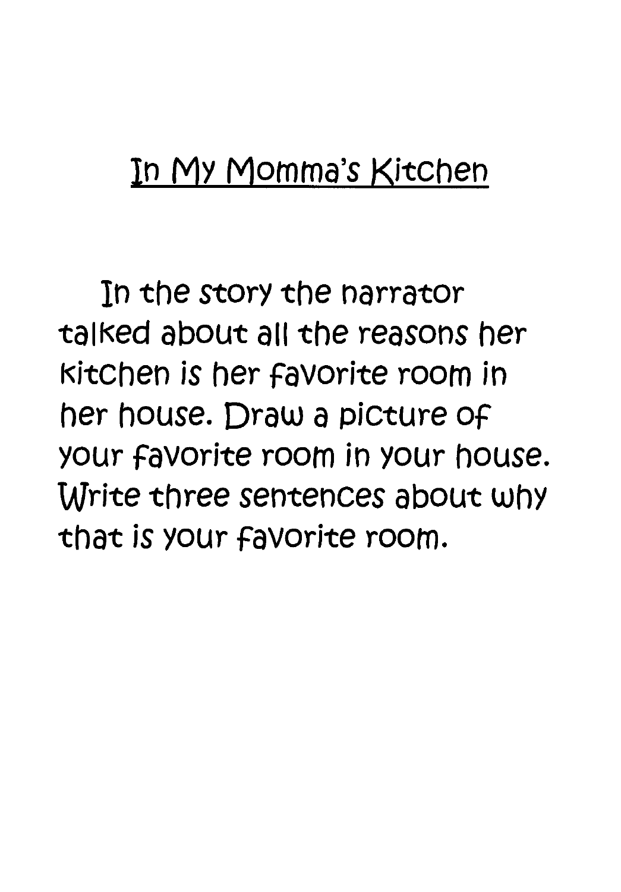# In My Momma's Kitchen

In the story the narrator talked about all the reasons her kitchen is her favorite room in her house. Draw a picture of your favorite room in your house. Write three sentences about why that is your favorite room.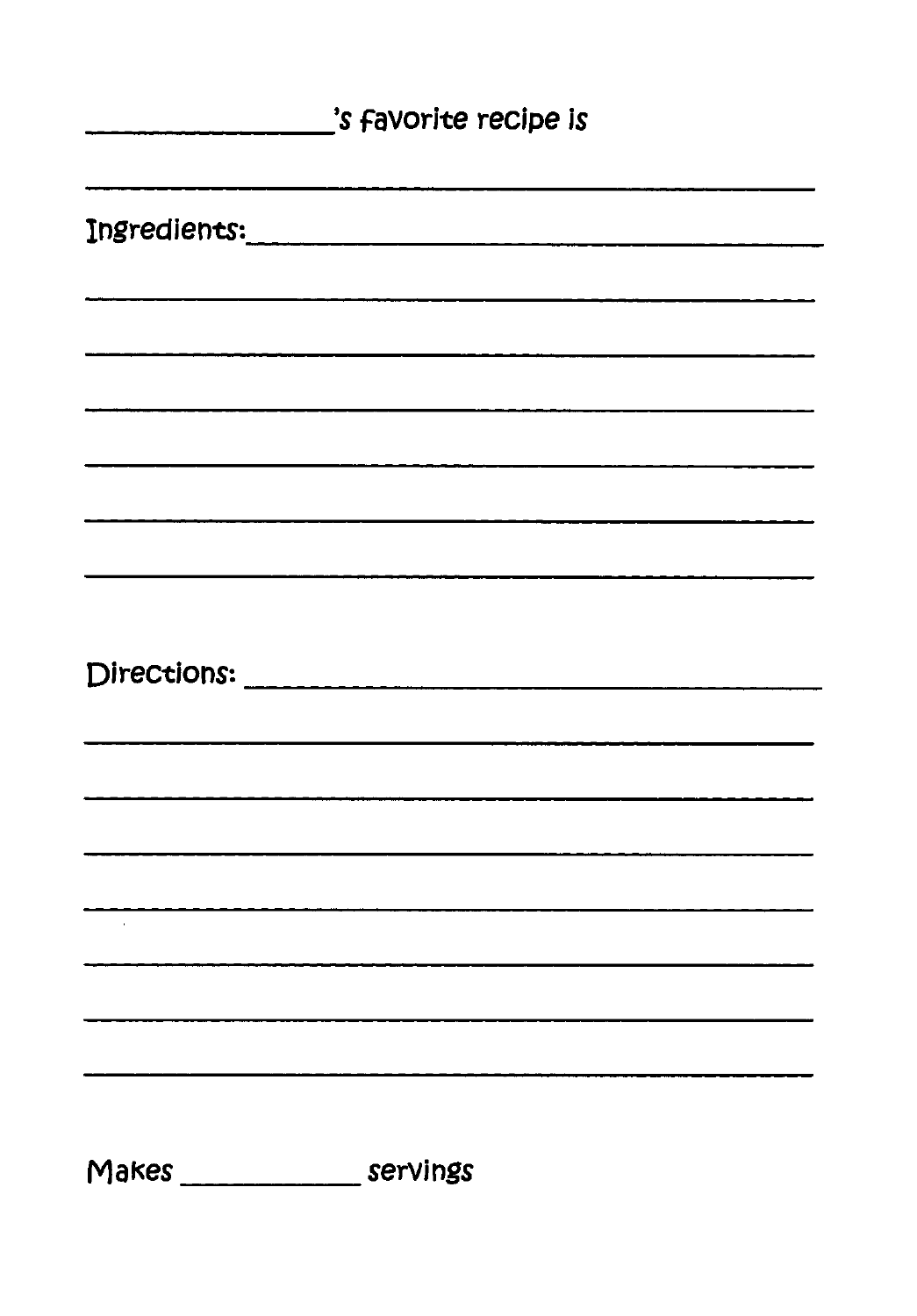_______________'s favorite recipe is

_______________________________________________

Ingredients:_____________________________________

_______________________________________________

_______________________________________________

_______________________________________________

_______________________________________________

_______________________________________________

_______________________________________________

Directions: _____________________________________

_______________________________________________

_______________________________________________

_______________________________________________

_______________________________________________

_______________________________________________

_______________________________________________

_______________________________________________

Makes ___________ servings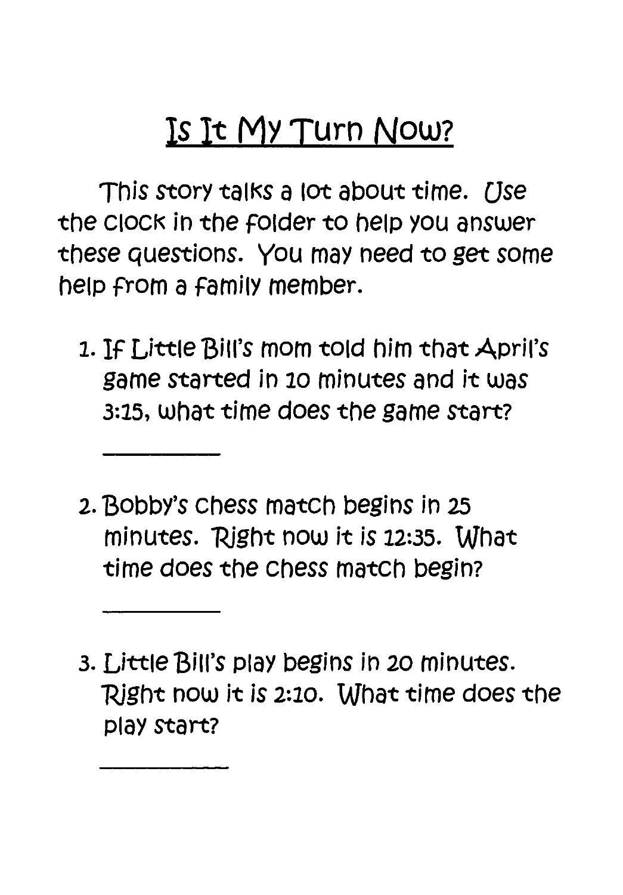# Is It My Turn Now?

This story talks a lot about time. Use the clock in the folder to help you answer these questions. You may need to get some help from a family member.

1. If Little Bill's mom told him that April's game started in 10 minutes and it was 3:15, what time does the game start?

   __________

2. Bobby's chess match begins in 25 minutes. Right now it is 12:35. What time does the chess match begin?

   __________

3. Little Bill's play begins in 20 minutes. Right now it is 2:10. What time does the play start?

   __________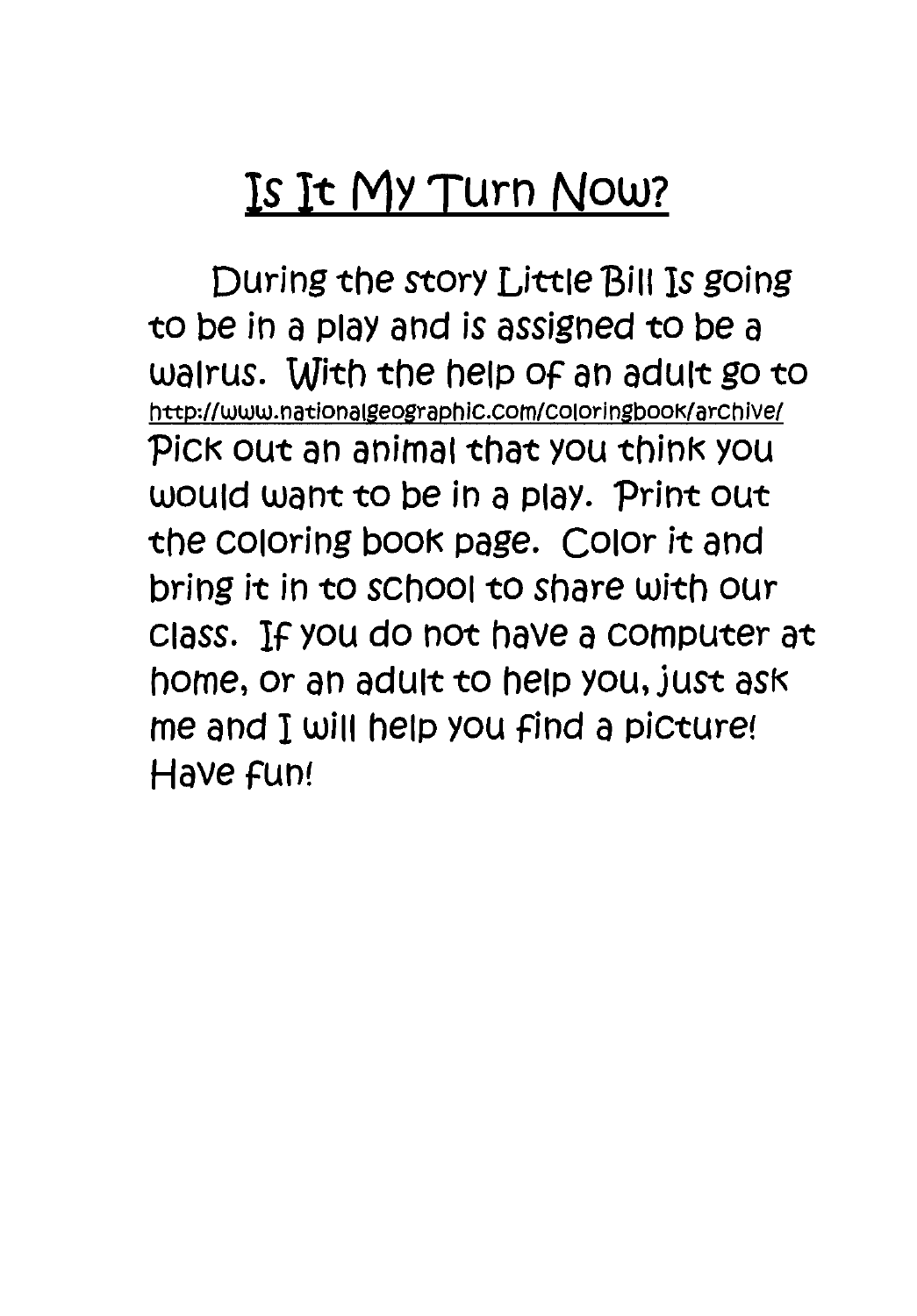# Is It My Turn Now?

During the story Little Bill Is going to be in a play and is assigned to be a walrus. With the help of an adult go to http://www.nationalgeographic.com/coloringbook/archive/ Pick out an animal that you think you would want to be in a play. Print out the coloring book page. Color it and bring it in to school to share with our class. If you do not have a computer at home, or an adult to help you, just ask me and I will help you find a picture! Have fun!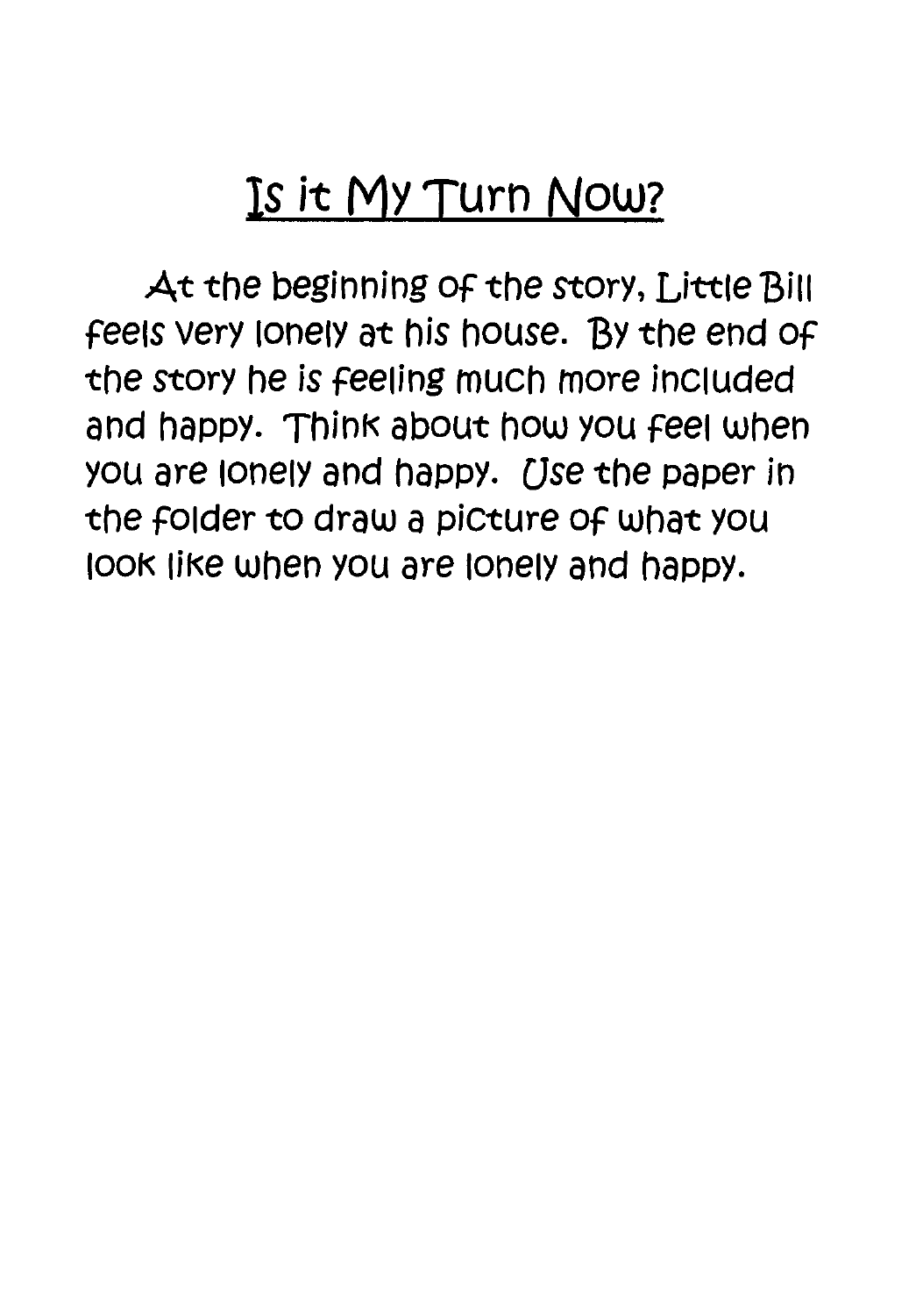# Is it My Turn Now?

At the beginning of the story, Little Bill feels very lonely at his house. By the end of the story he is feeling much more included and happy. Think about how you feel when you are lonely and happy. Use the paper in the folder to draw a picture of what you look like when you are lonely and happy.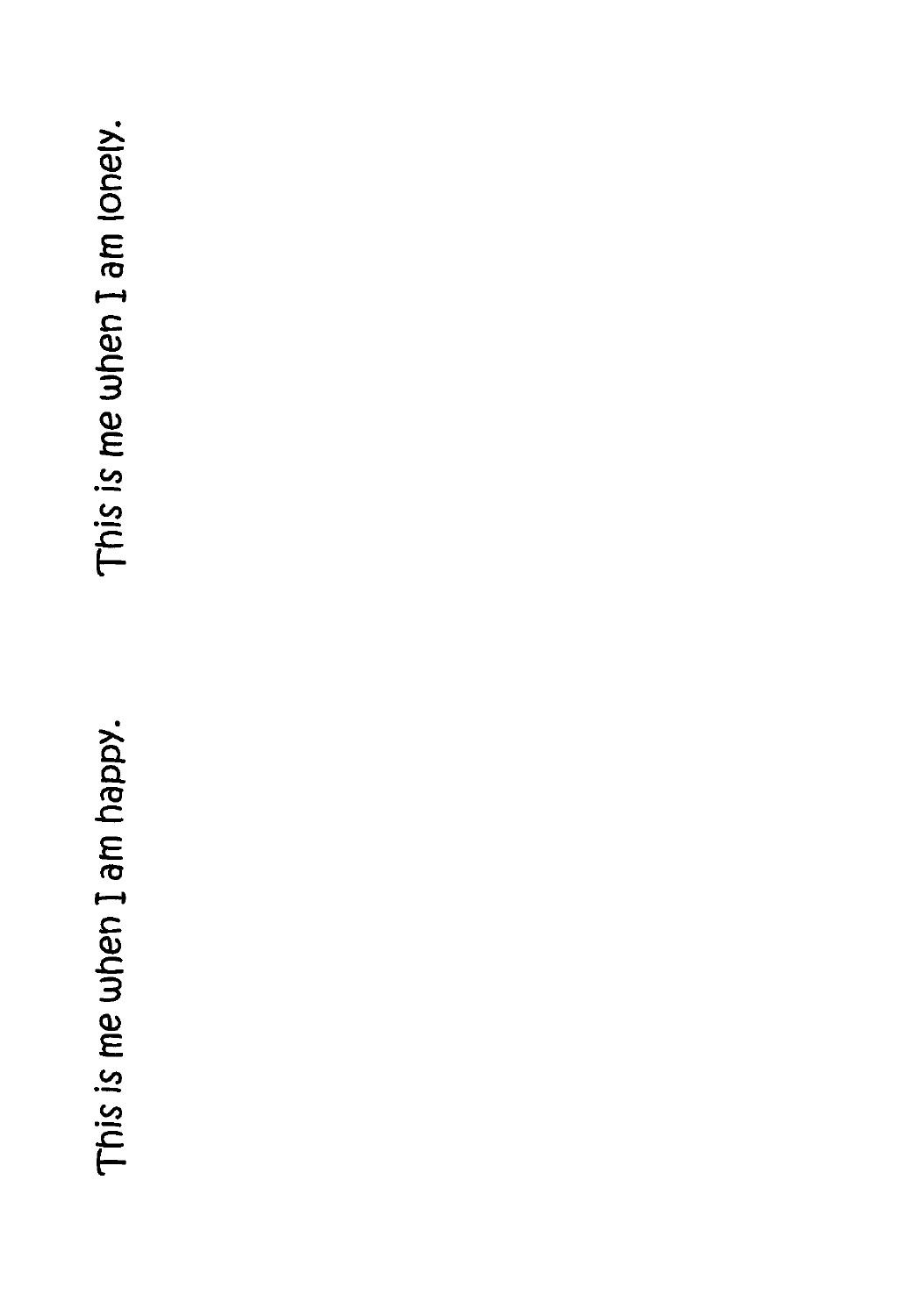This is me when I am lonely.

This is me when I am happy.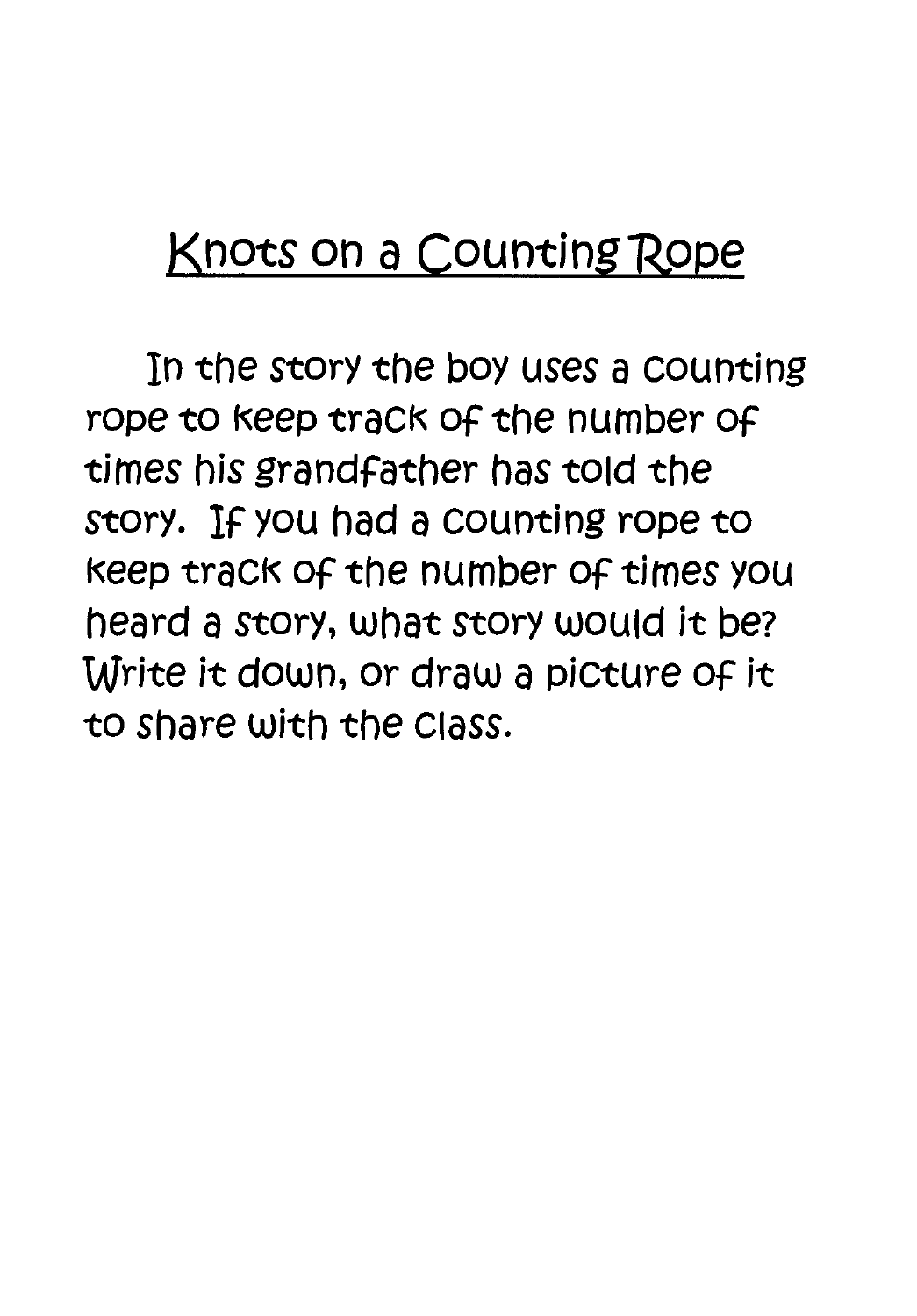# Knots on a Counting Rope

In the story the boy uses a counting rope to keep track of the number of times his grandfather has told the story. If you had a counting rope to keep track of the number of times you heard a story, what story would it be? Write it down, or draw a picture of it to share with the class.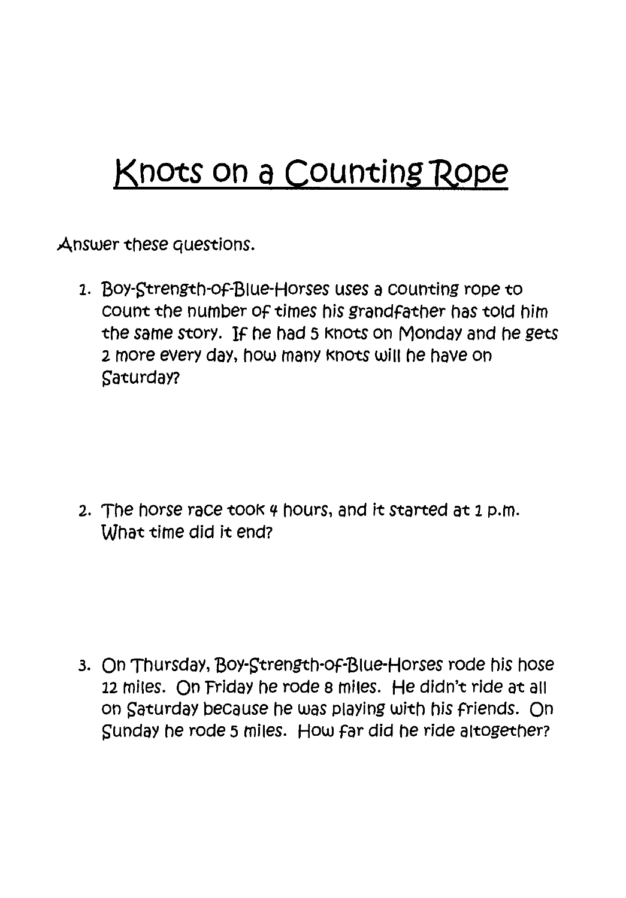# Knots on a Counting Rope

Answer these questions.

1. Boy-Strength-of-Blue-Horses uses a counting rope to count the number of times his grandfather has told him the same story. If he had 5 knots on Monday and he gets 2 more every day, how many knots will he have on Saturday?

2. The horse race took 4 hours, and it started at 1 p.m. What time did it end?

3. On Thursday, Boy-Strength-of-Blue-Horses rode his hose 12 miles. On Friday he rode 8 miles. He didn't ride at all on Saturday because he was playing with his friends. On Sunday he rode 5 miles. How far did he ride altogether?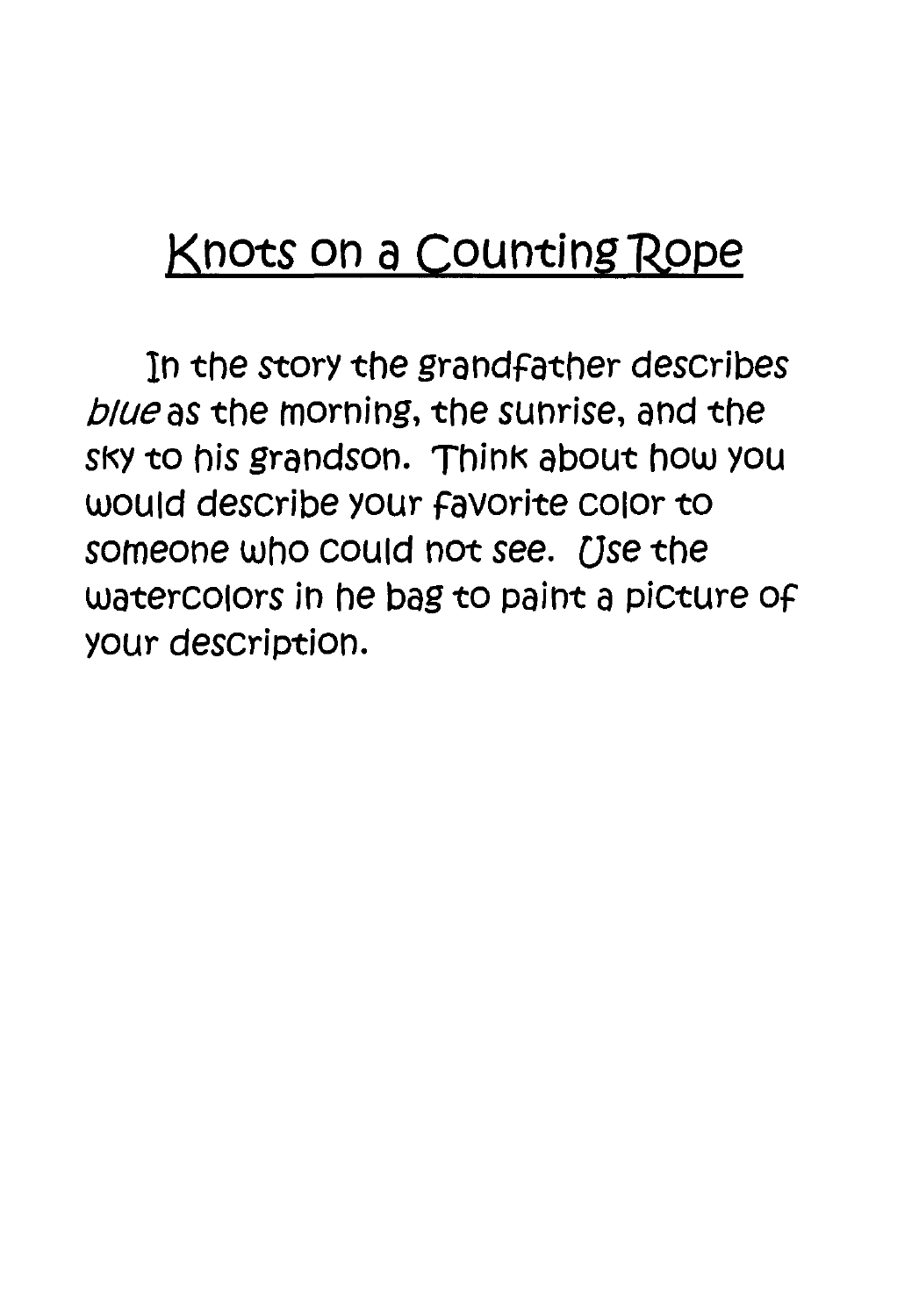# Knots on a Counting Rope

In the story the grandfather describes *blue* as the morning, the sunrise, and the sky to his grandson. Think about how you would describe your favorite color to someone who could not see. Use the watercolors in he bag to paint a picture of your description.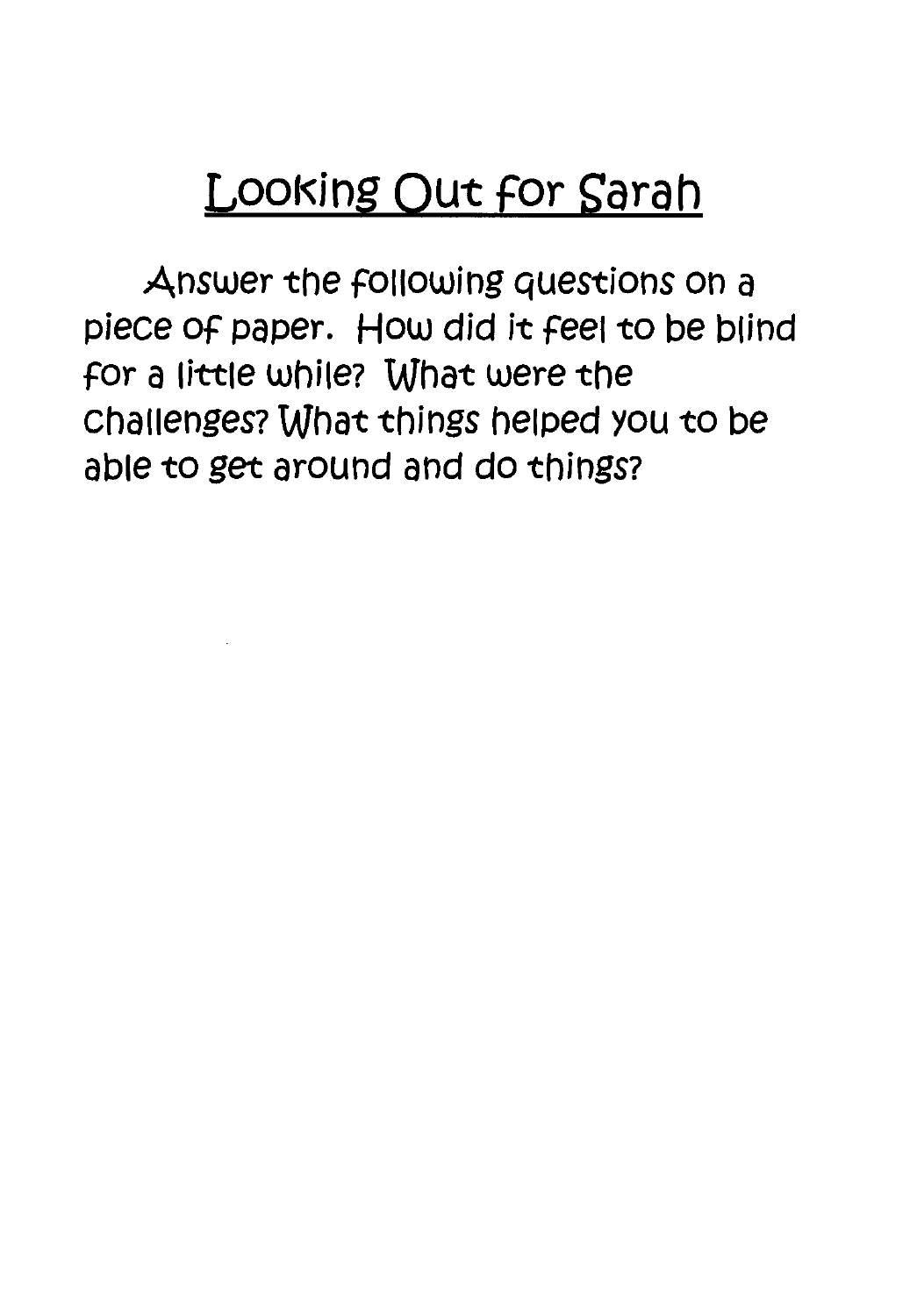# Looking Out for Sarah

Answer the following questions on a piece of paper. How did it feel to be blind for a little while? What were the challenges? What things helped you to be able to get around and do things?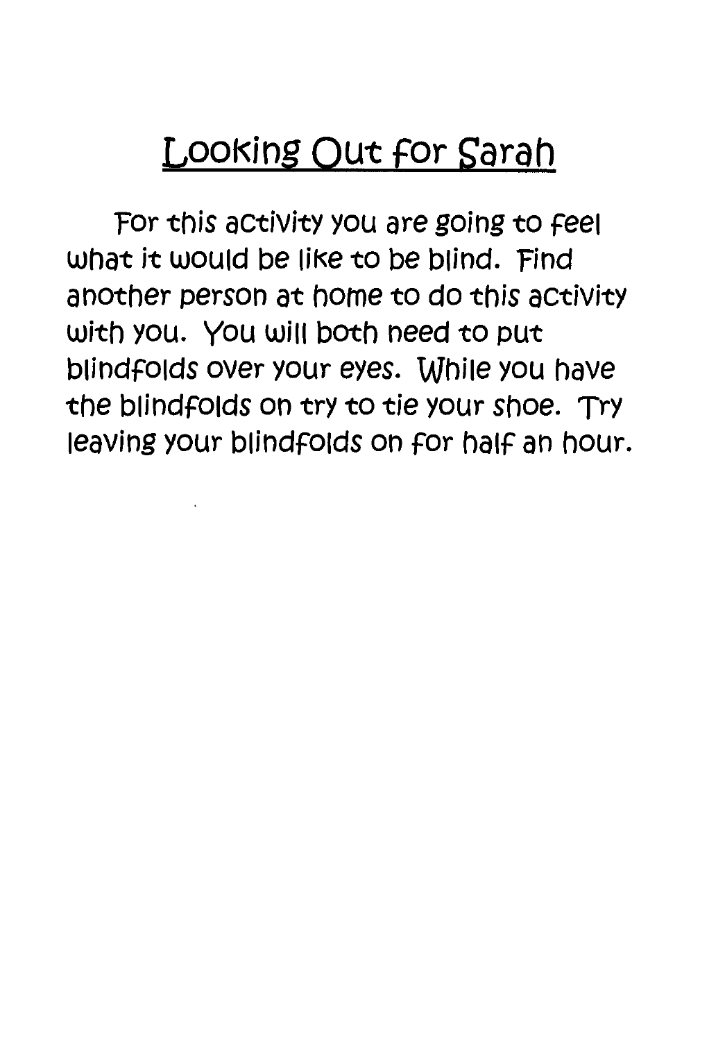# Looking Out for Sarah

For this activity you are going to feel what it would be like to be blind. Find another person at home to do this activity with you. You will both need to put blindfolds over your eyes. While you have the blindfolds on try to tie your shoe. Try leaving your blindfolds on for half an hour.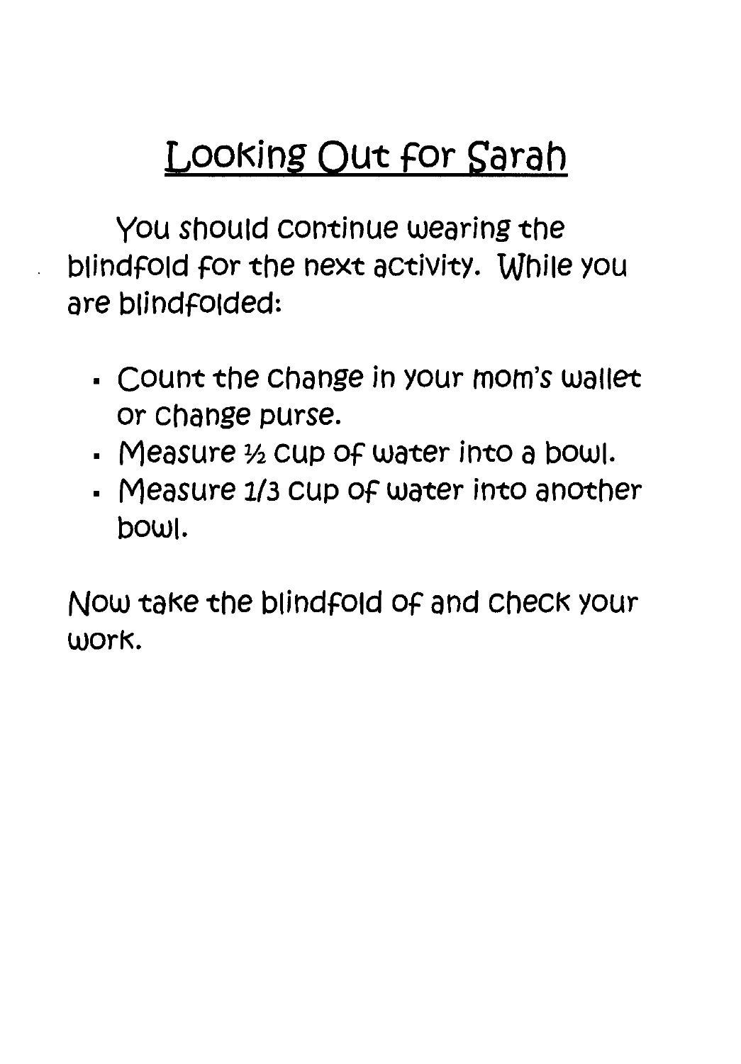# Looking Out for Sarah

You should continue wearing the blindfold for the next activity. While you are blindfolded:

- Count the change in your mom's wallet or change purse.
- Measure ½ cup of water into a bowl.
- Measure 1/3 cup of water into another bowl.

Now take the blindfold of and check your work.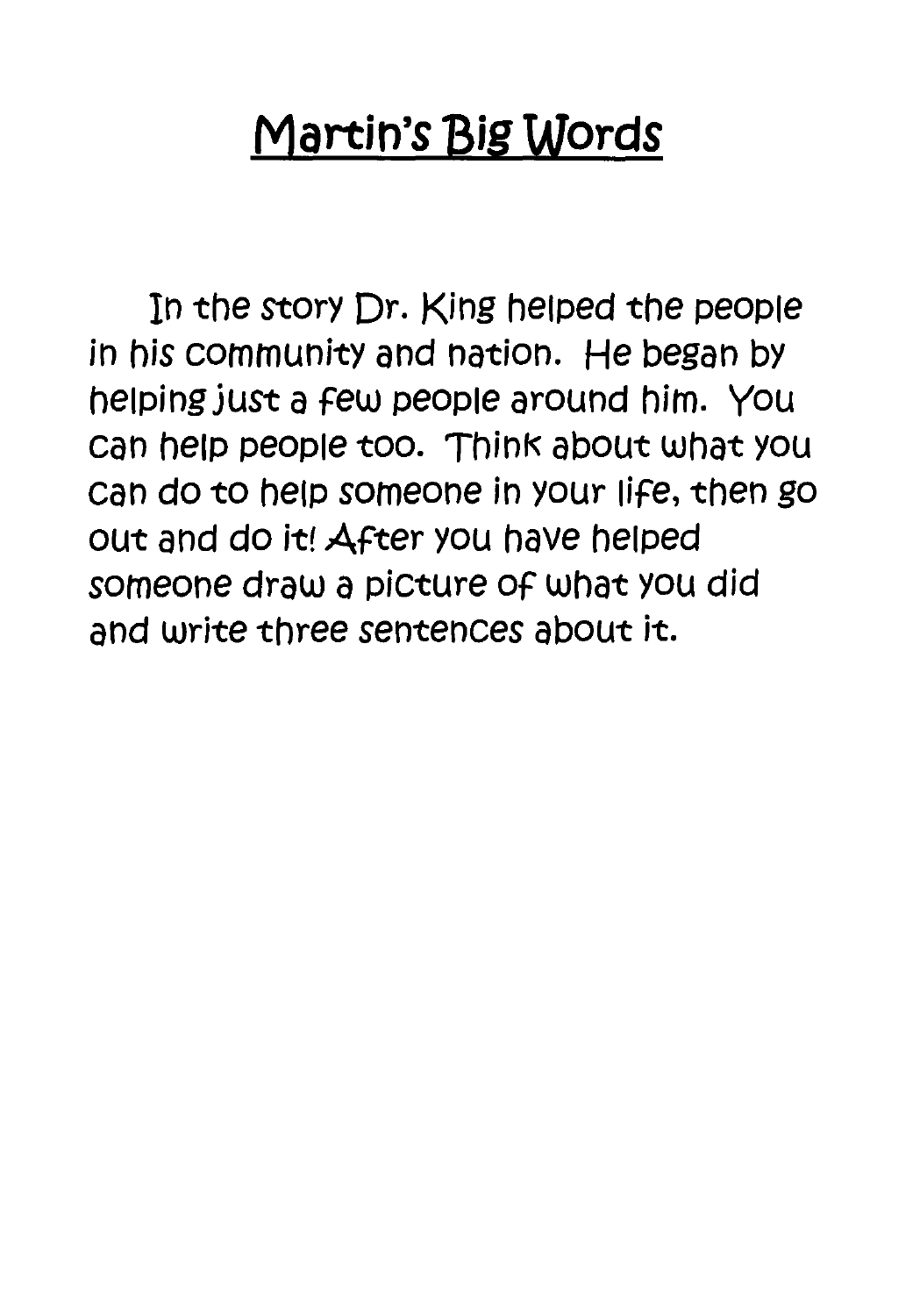# Martin's Big Words

In the story Dr. King helped the people in his community and nation. He began by helping just a few people around him. You can help people too. Think about what you can do to help someone in your life, then go out and do it! After you have helped someone draw a picture of what you did and write three sentences about it.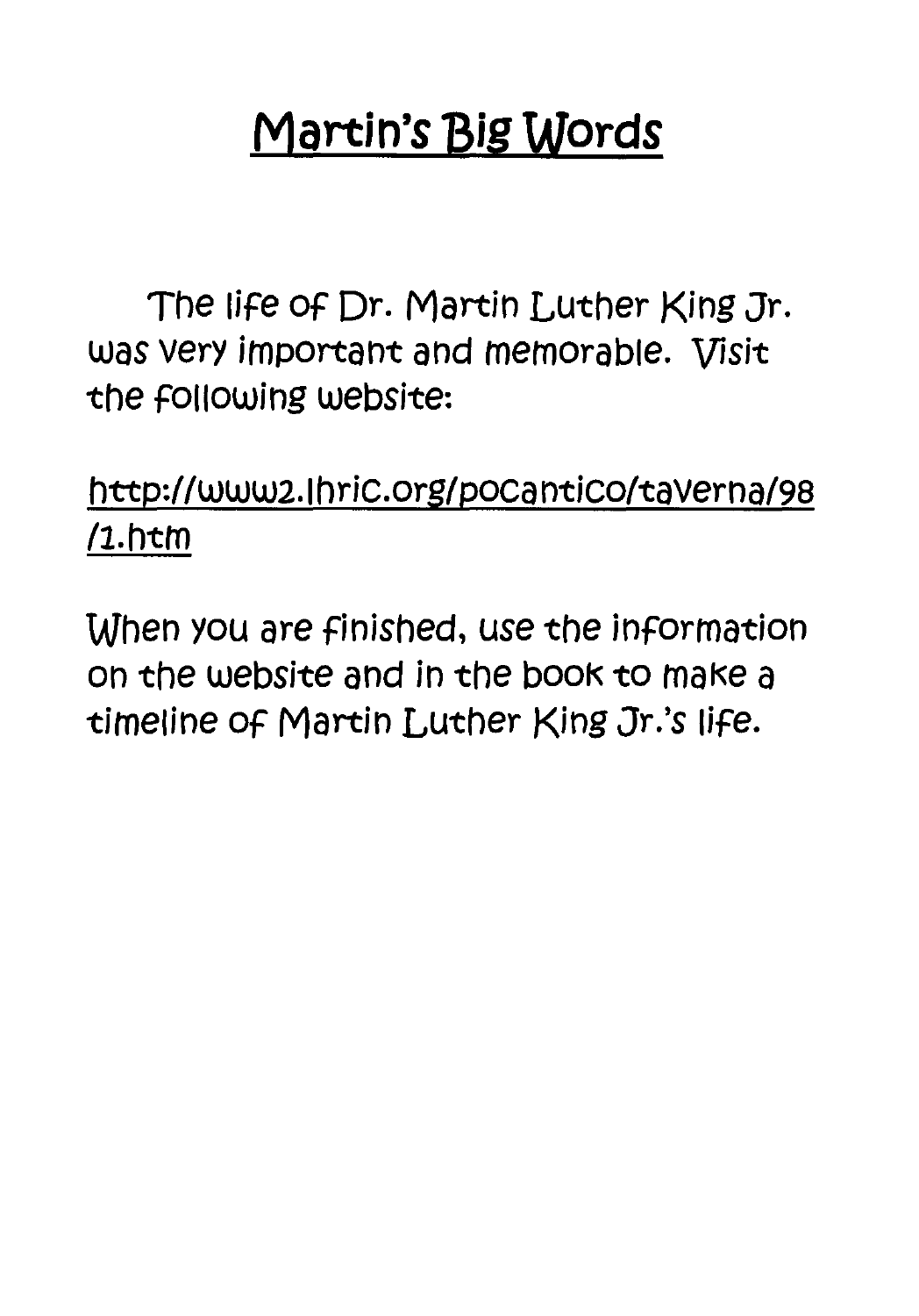# Martin's Big Words

The life of Dr. Martin Luther King Jr. was very important and memorable. Visit the following website:

http://www2.lhric.org/pocantico/taverna/98/1.htm

When you are finished, use the information on the website and in the book to make a timeline of Martin Luther King Jr.'s life.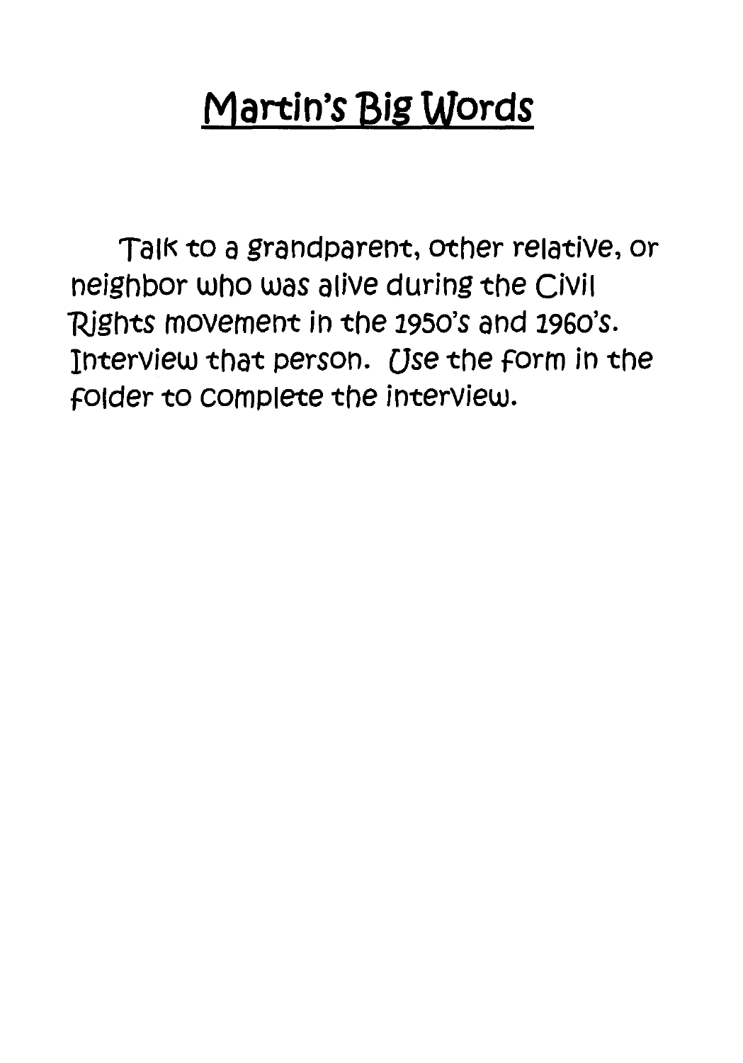# Martin's Big Words

Talk to a grandparent, other relative, or neighbor who was alive during the Civil Rights movement in the 1950's and 1960's. Interview that person. Use the form in the folder to complete the interview.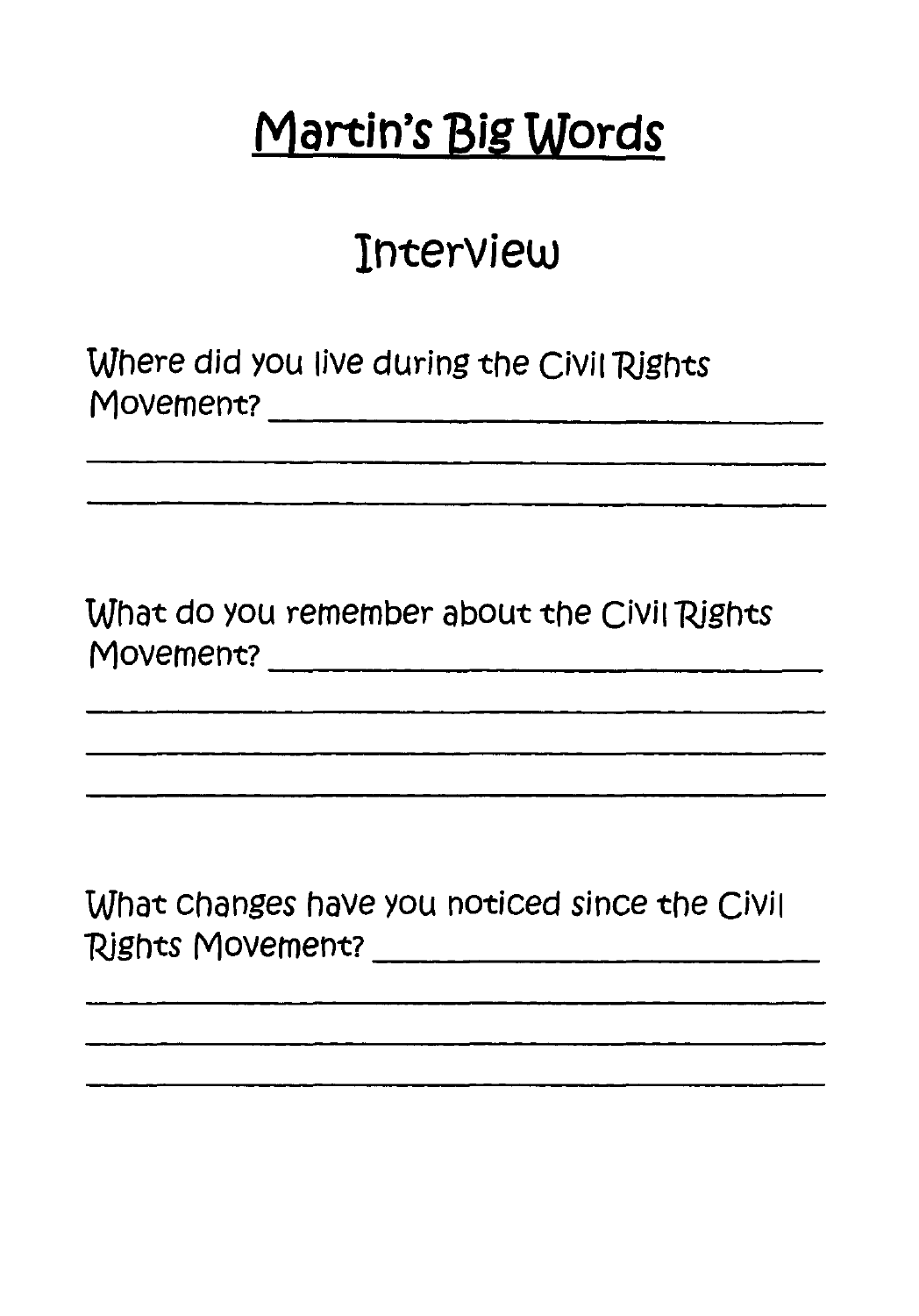# Martin's Big Words

## Interview

Where did you live during the Civil Rights Movement? ______________________________

____________________________________________

____________________________________________

What do you remember about the Civil Rights Movement? ______________________________

____________________________________________

____________________________________________

____________________________________________

What changes have you noticed since the Civil Rights Movement? ______________________________

____________________________________________

____________________________________________

____________________________________________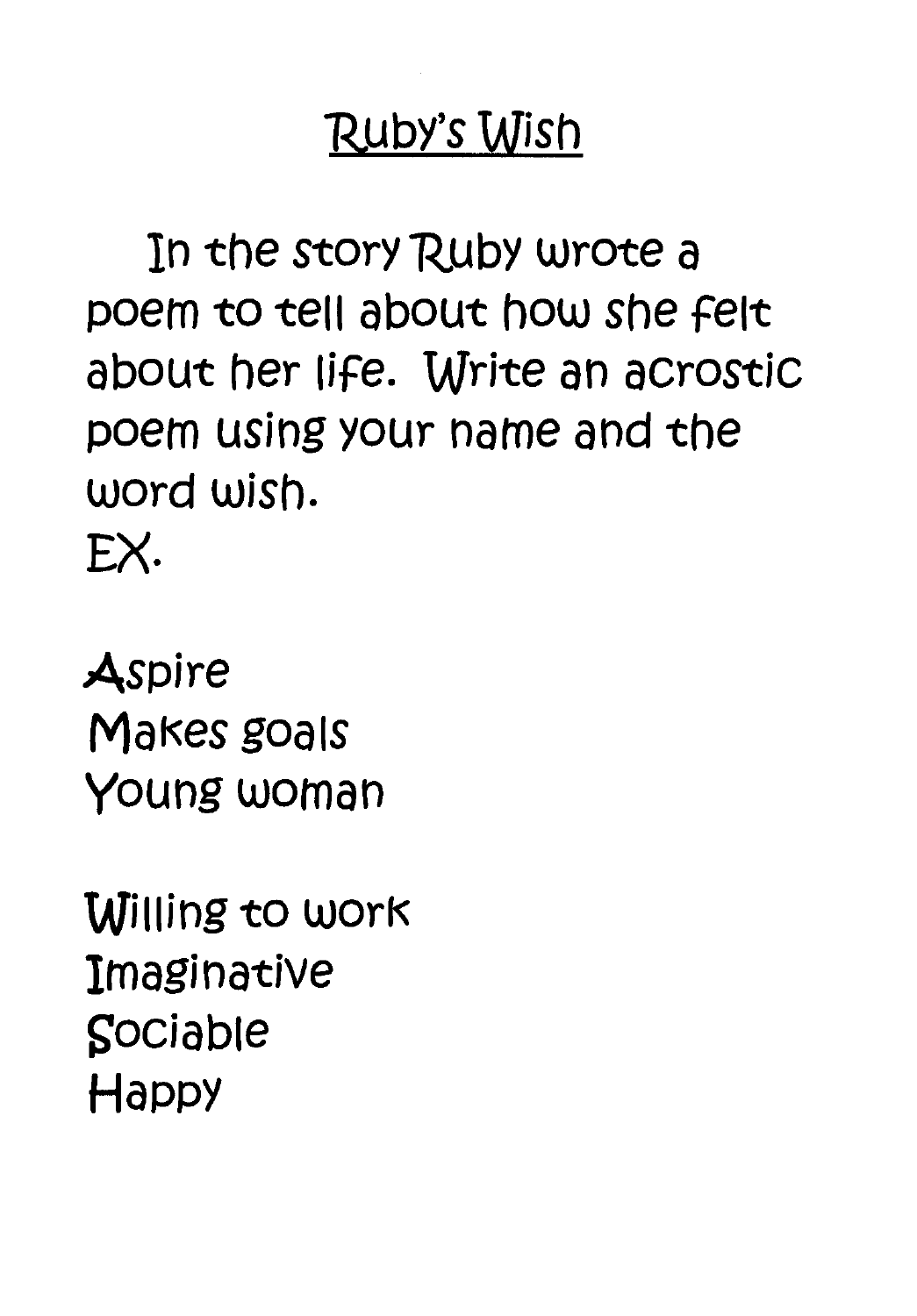# Ruby's Wish

In the story Ruby wrote a poem to tell about how she felt about her life. Write an acrostic poem using your name and the word wish.

EX.

Aspire
Makes goals
Young woman

Willing to work
Imaginative
Sociable
Happy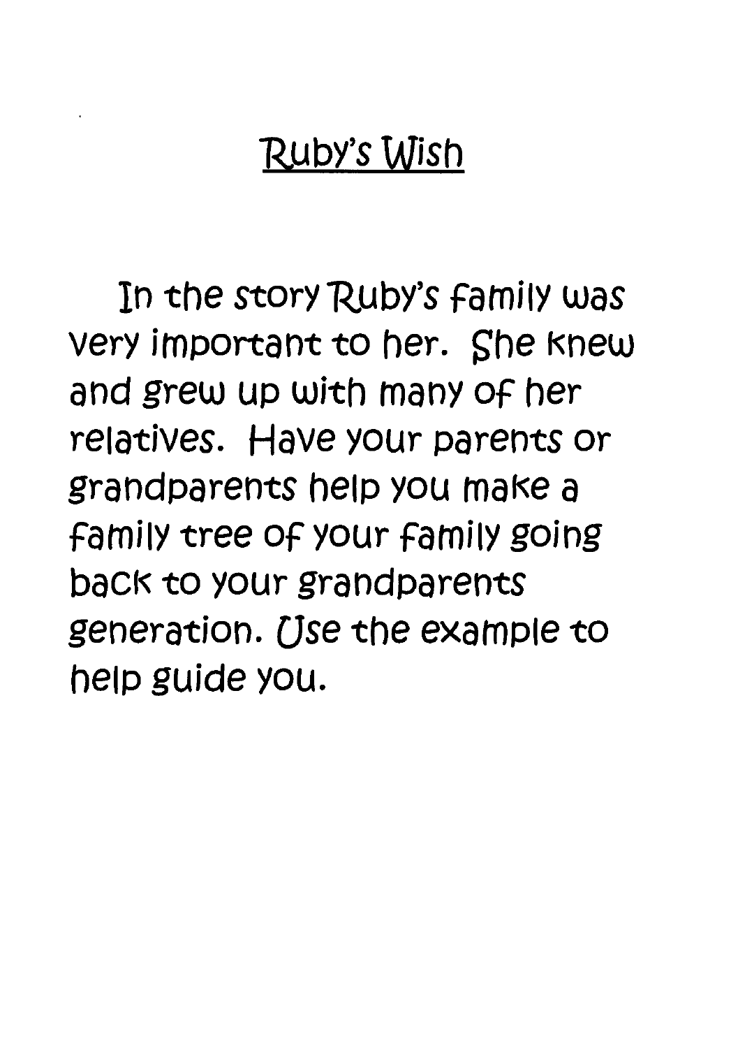# Ruby's Wish

In the story Ruby's family was very important to her. She knew and grew up with many of her relatives. Have your parents or grandparents help you make a family tree of your family going back to your grandparents generation. Use the example to help guide you.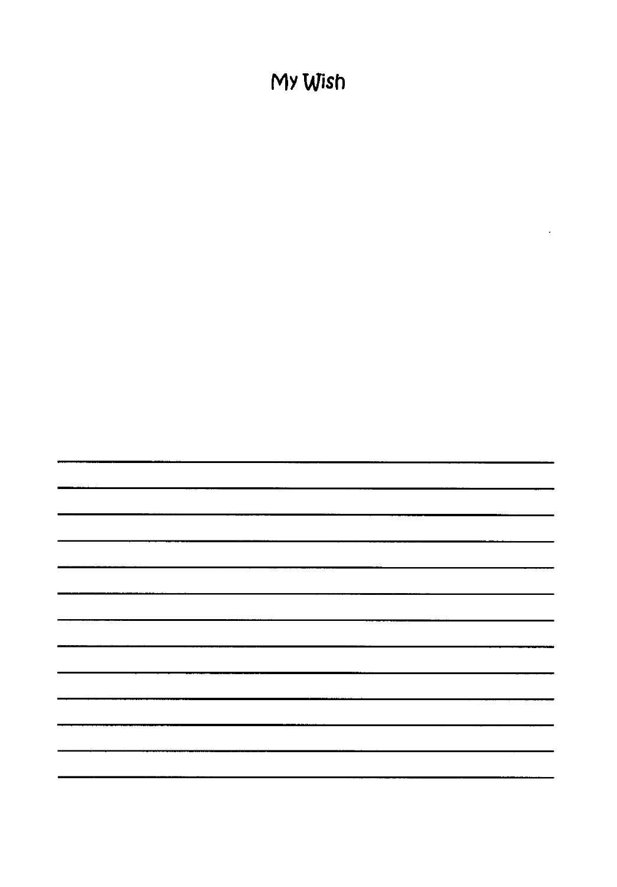# My Wish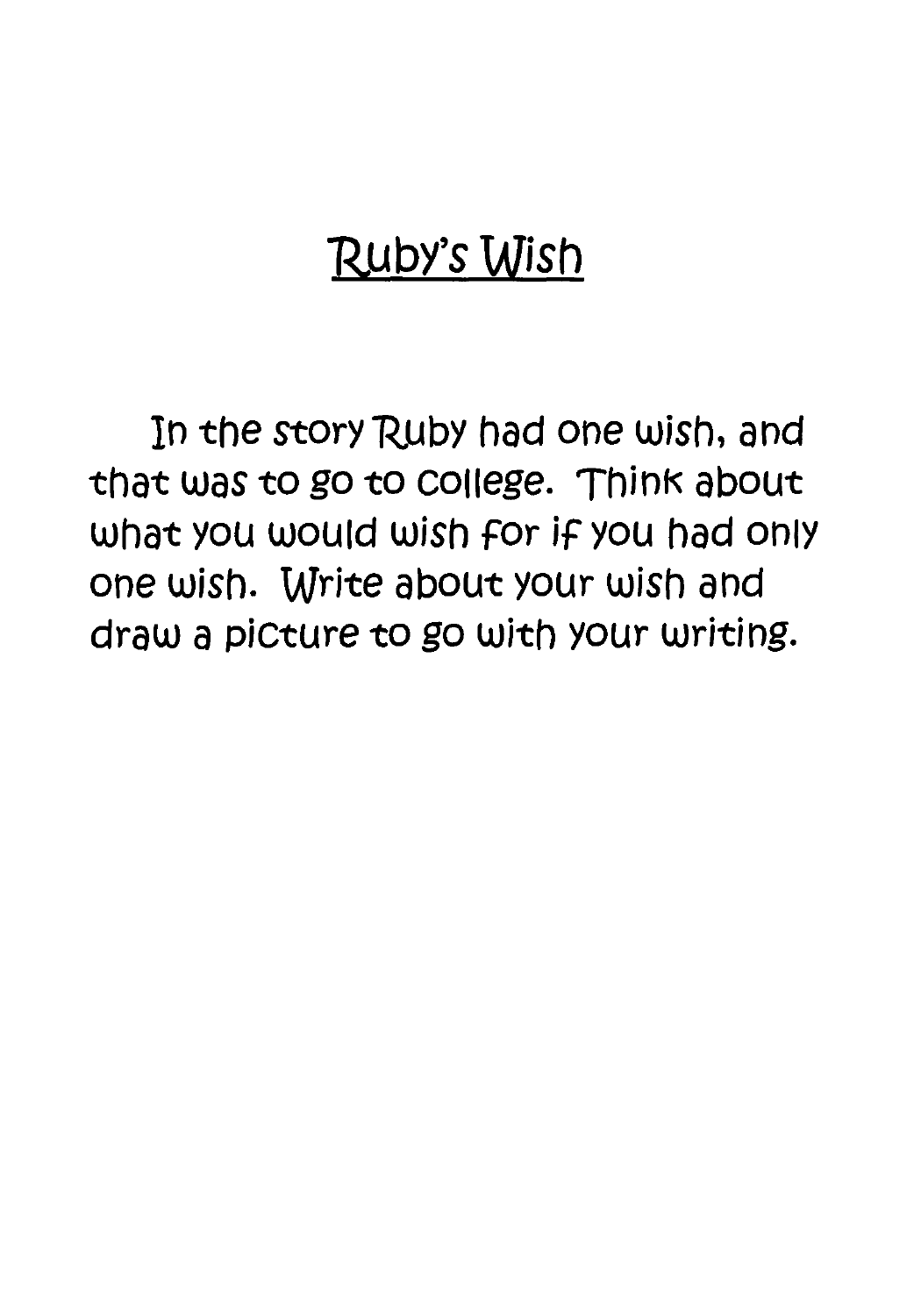# Ruby's Wish

In the story Ruby had one wish, and that was to go to college. Think about what you would wish for if you had only one wish. Write about your wish and draw a picture to go with your writing.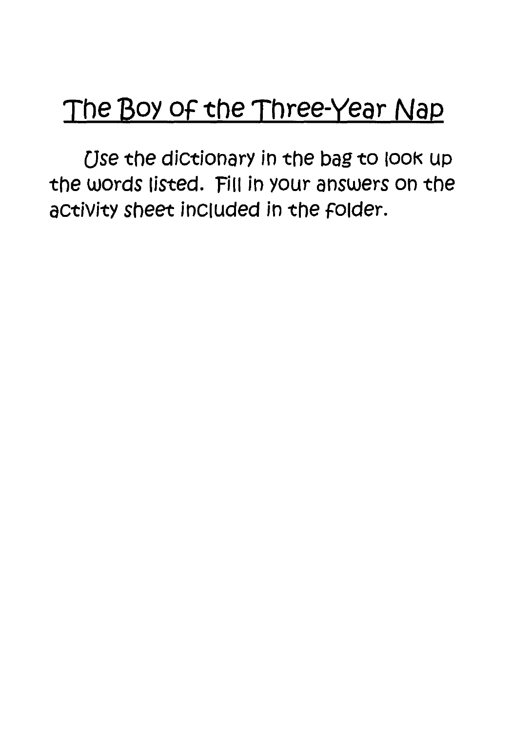# The Boy of the Three-Year Nap

Use the dictionary in the bag to look up the words listed. Fill in your answers on the activity sheet included in the folder.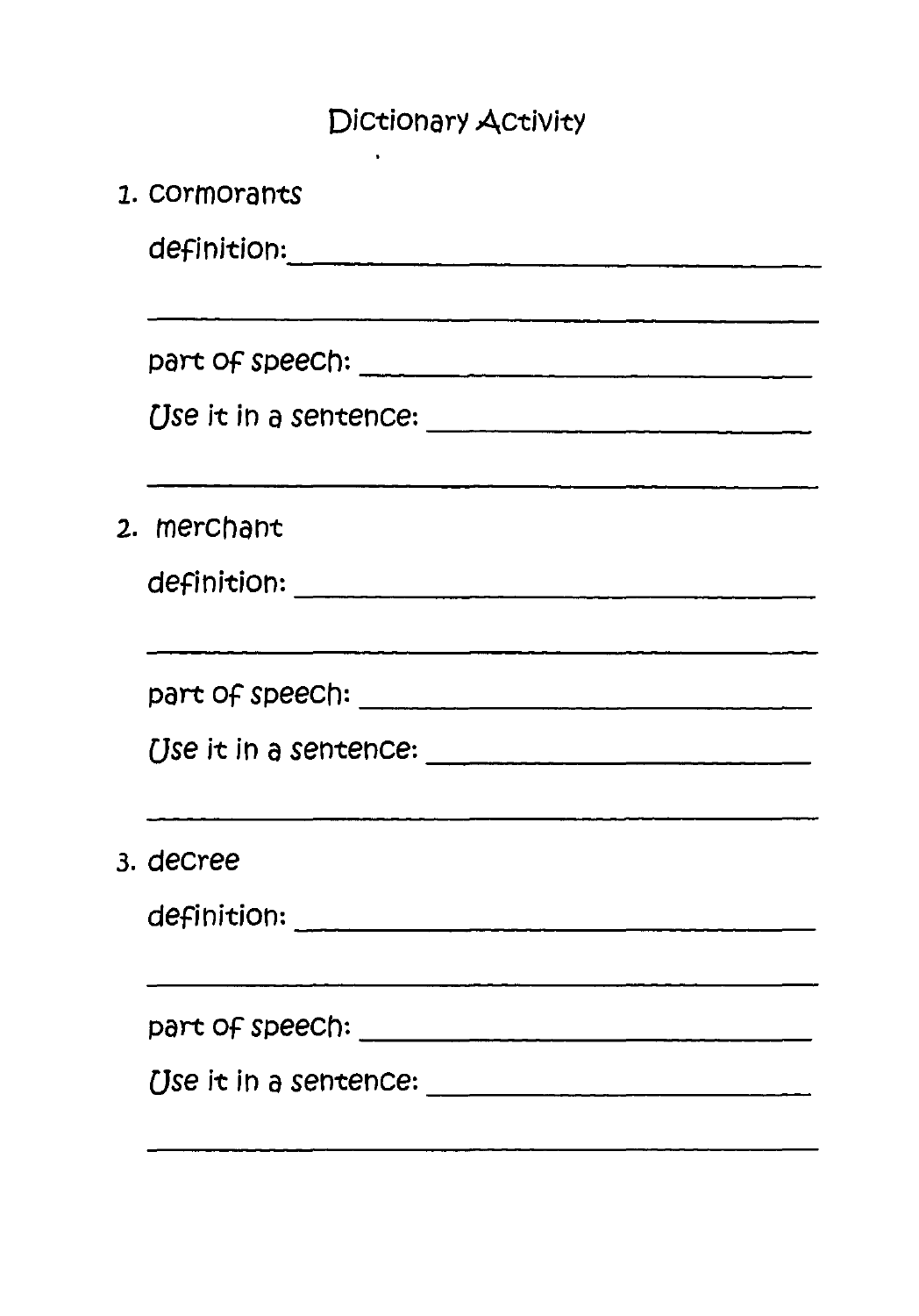# Dictionary Activity

1. cormorants

   definition: ______________________________

   ______________________________

   part of speech: ______________________________

   Use it in a sentence: ______________________________

   ______________________________

2. merchant

   definition: ______________________________

   ______________________________

   part of speech: ______________________________

   Use it in a sentence: ______________________________

   ______________________________

3. decree

   definition: ______________________________

   ______________________________

   part of speech: ______________________________

   Use it in a sentence: ______________________________

   ______________________________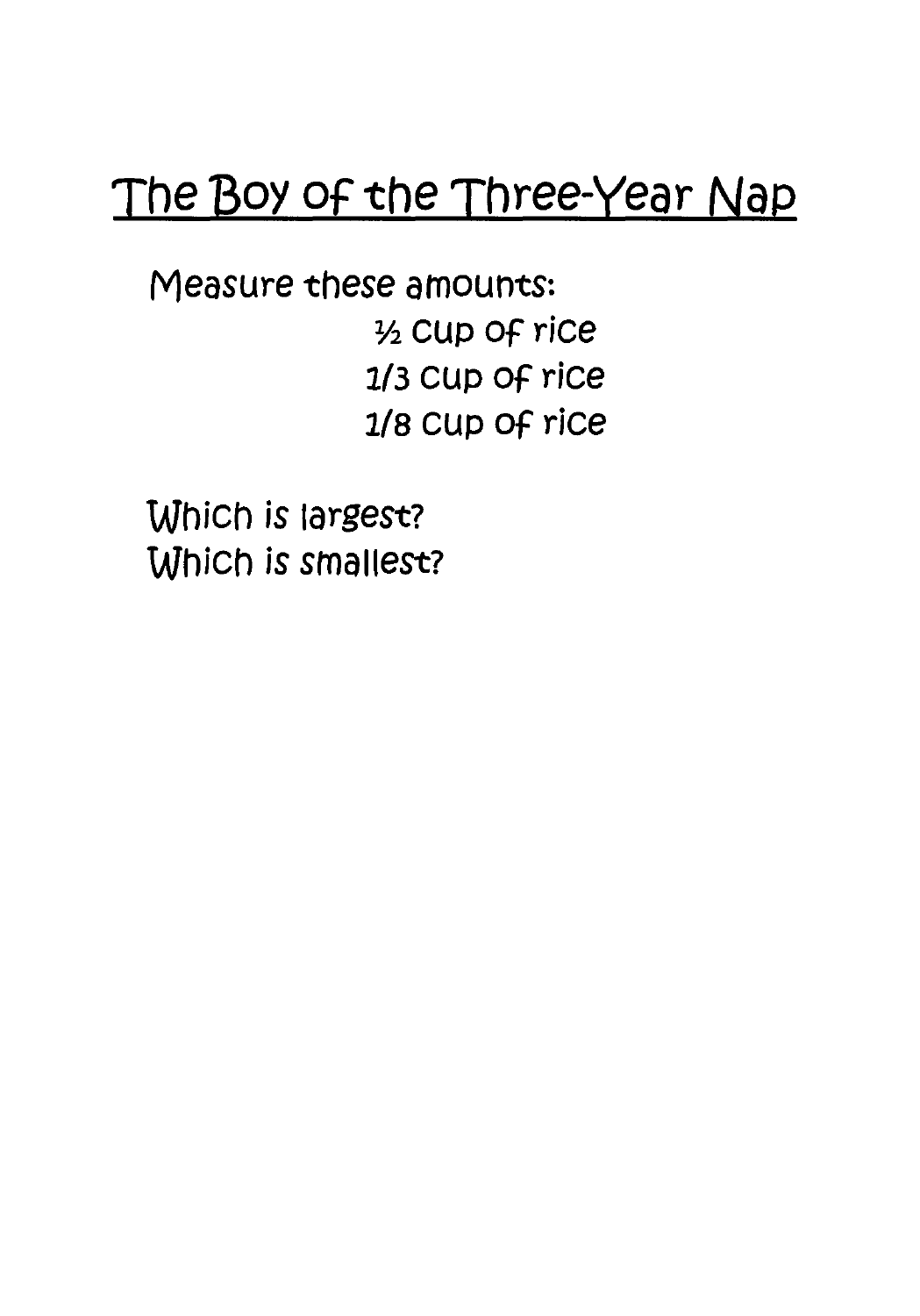# The Boy of the Three-Year Nap

Measure these amounts:

½ cup of rice
1/3 cup of rice
1/8 cup of rice

Which is largest?
Which is smallest?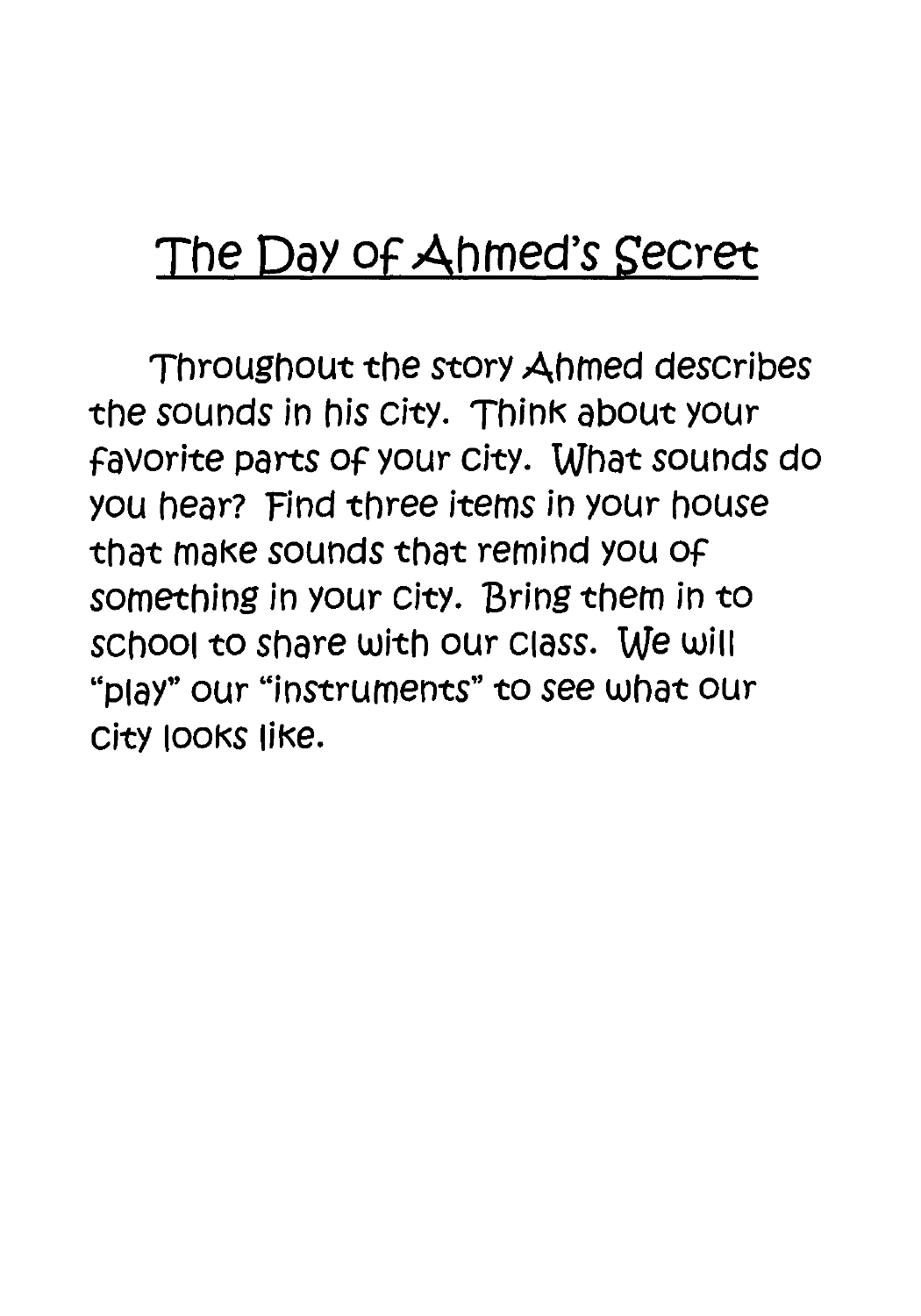# The Day of Ahmed's Secret

Throughout the story Ahmed describes the sounds in his city. Think about your favorite parts of your city. What sounds do you hear? Find three items in your house that make sounds that remind you of something in your city. Bring them in to school to share with our class. We will "play" our "instruments" to see what our city looks like.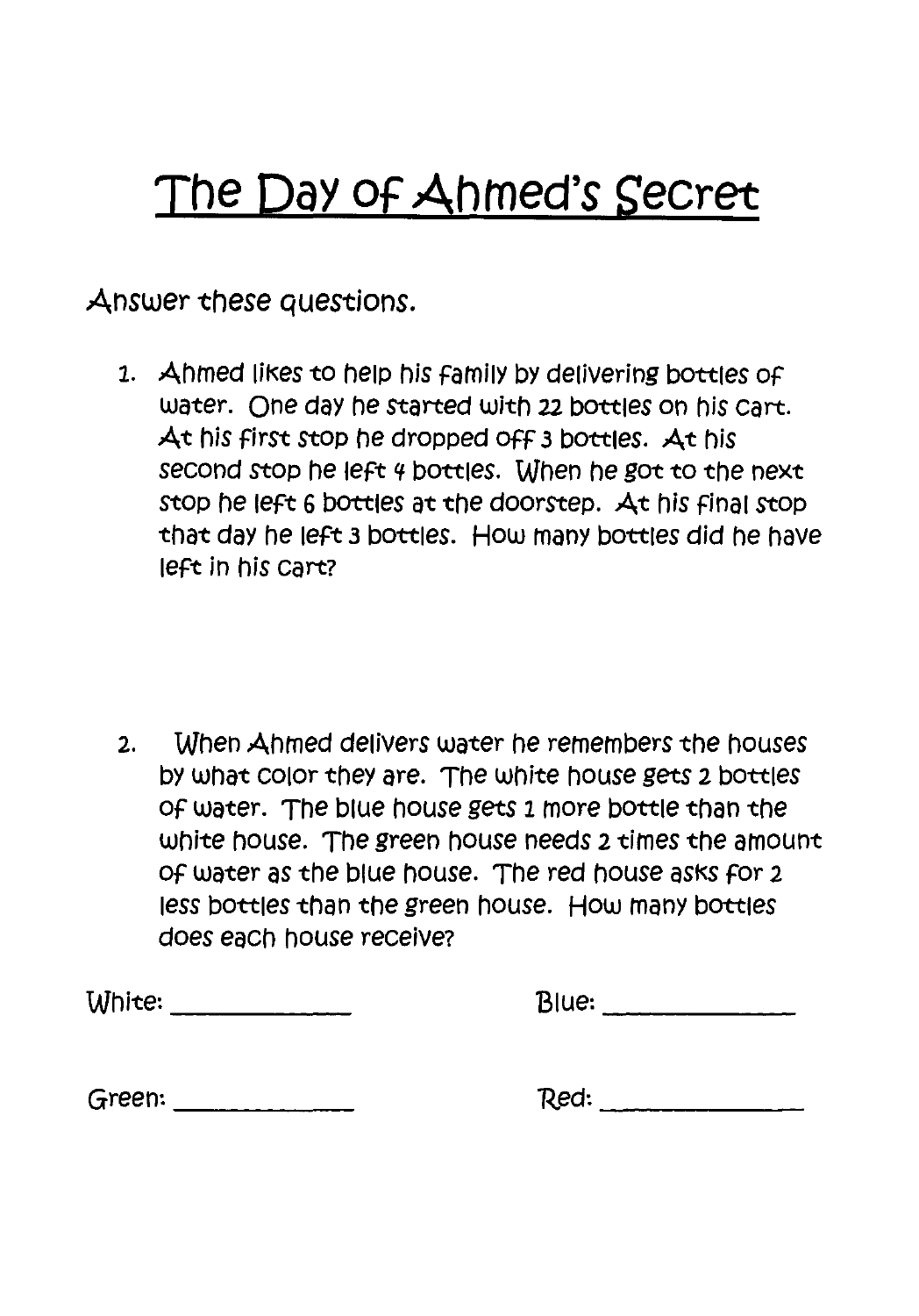# The Day of Ahmed's Secret

Answer these questions.

1. Ahmed likes to help his family by delivering bottles of water. One day he started with 22 bottles on his cart. At his first stop he dropped off 3 bottles. At his second stop he left 4 bottles. When he got to the next stop he left 6 bottles at the doorstep. At his final stop that day he left 3 bottles. How many bottles did he have left in his cart?

2. When Ahmed delivers water he remembers the houses by what color they are. The white house gets 2 bottles of water. The blue house gets 1 more bottle than the white house. The green house needs 2 times the amount of water as the blue house. The red house asks for 2 less bottles than the green house. How many bottles does each house receive?

White: ____________ Blue: ____________

Green: ____________ Red: ____________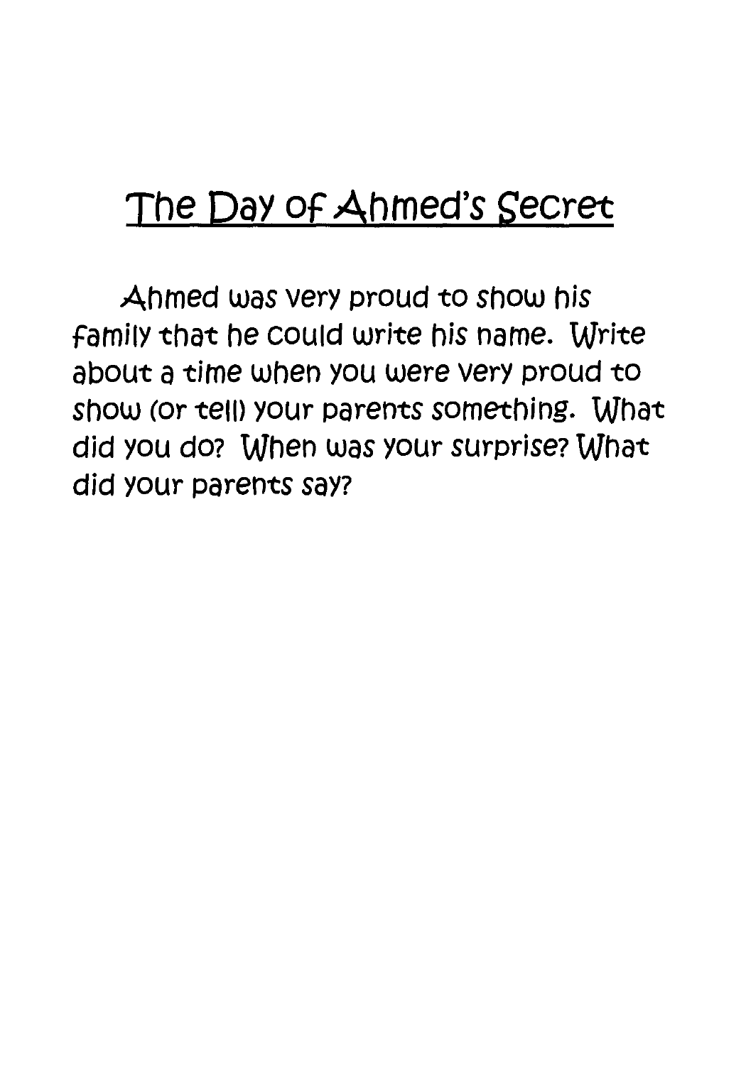# The Day of Ahmed's Secret

Ahmed was very proud to show his family that he could write his name. Write about a time when you were very proud to show (or tell) your parents something. What did you do? When was your surprise? What did your parents say?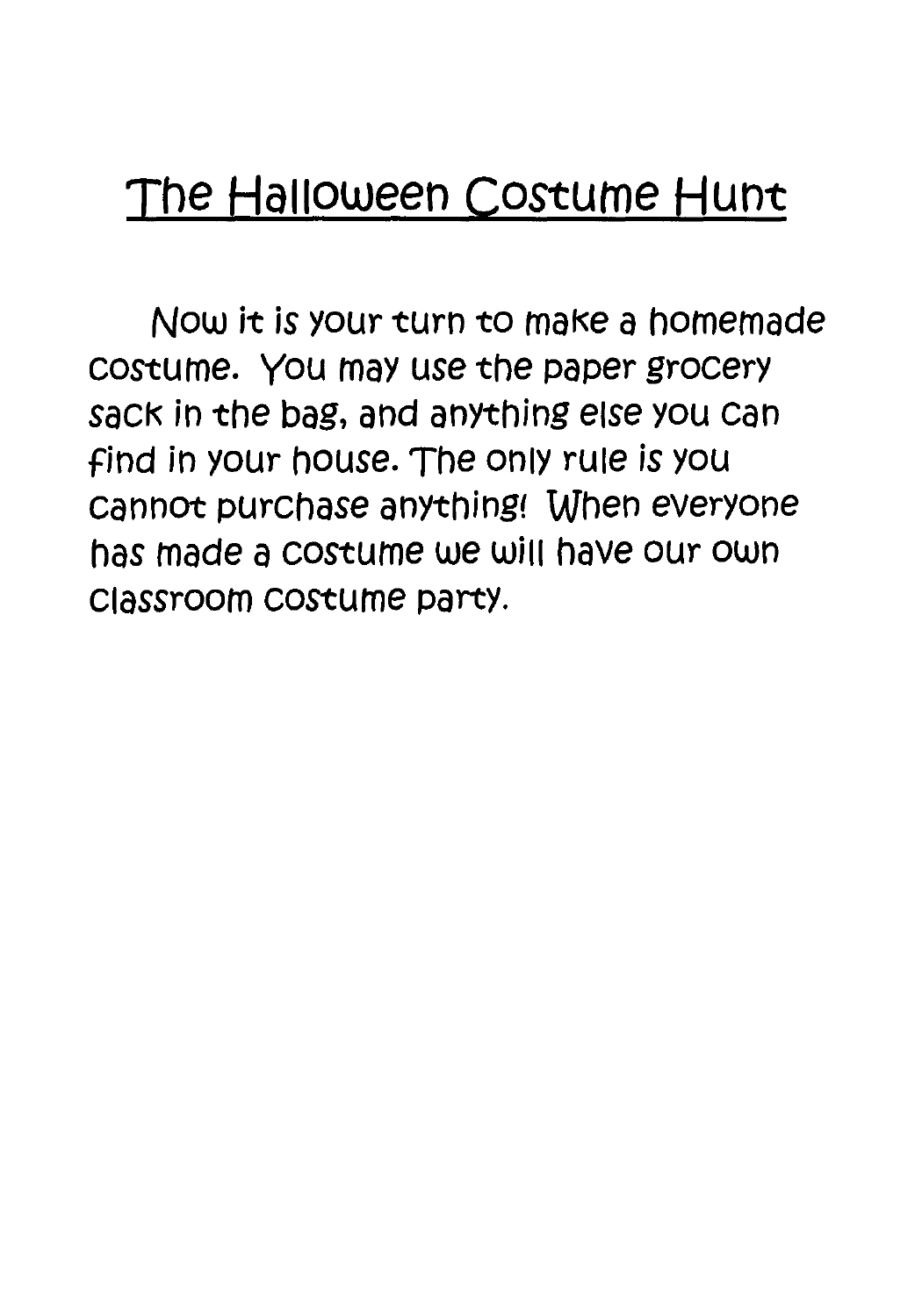# The Halloween Costume Hunt

Now it is your turn to make a homemade costume. You may use the paper grocery sack in the bag, and anything else you can find in your house. The only rule is you cannot purchase anything! When everyone has made a costume we will have our own classroom costume party.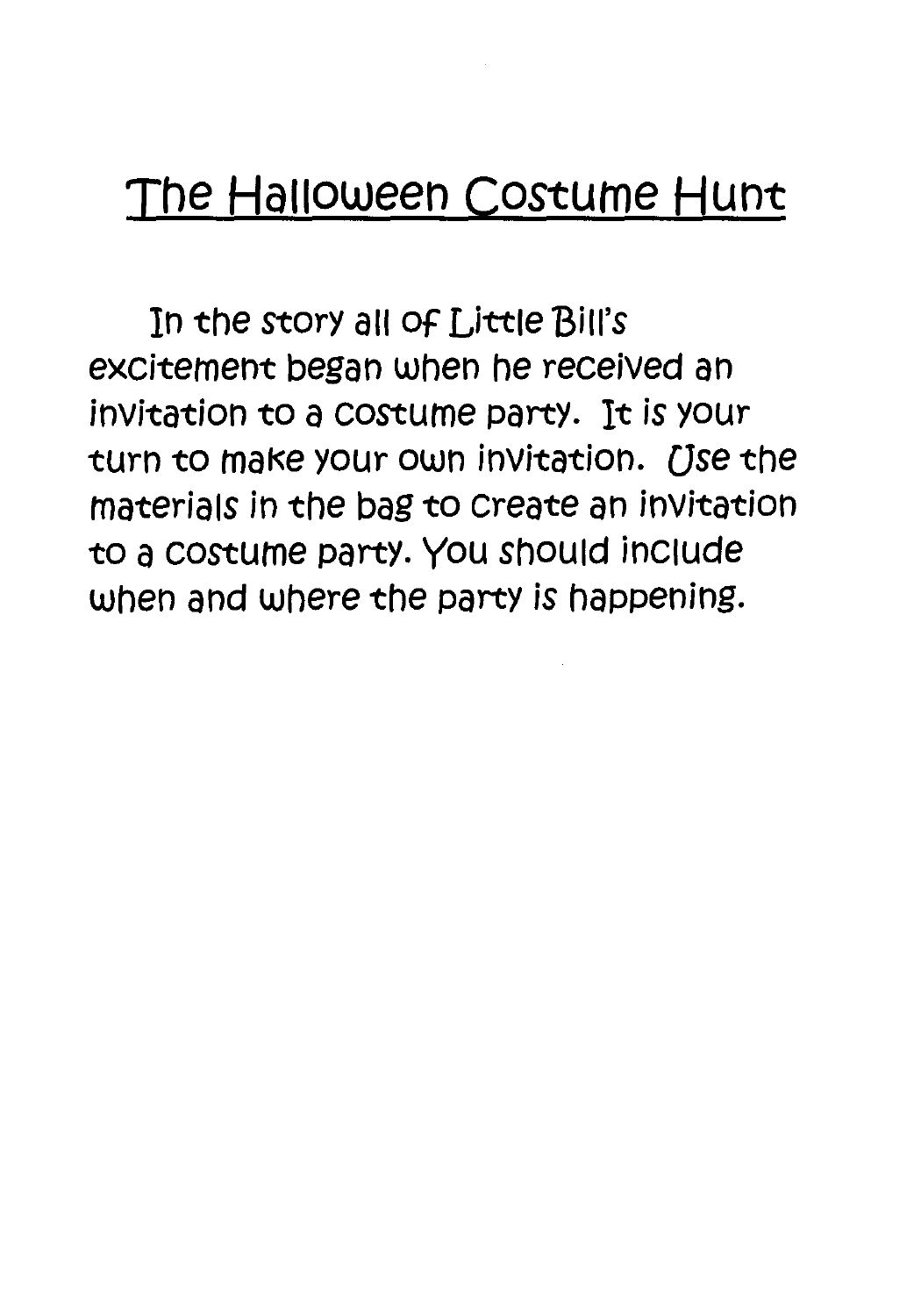# The Halloween Costume Hunt

In the story all of Little Bill's excitement began when he received an invitation to a costume party. It is your turn to make your own invitation. Use the materials in the bag to create an invitation to a costume party. You should include when and where the party is happening.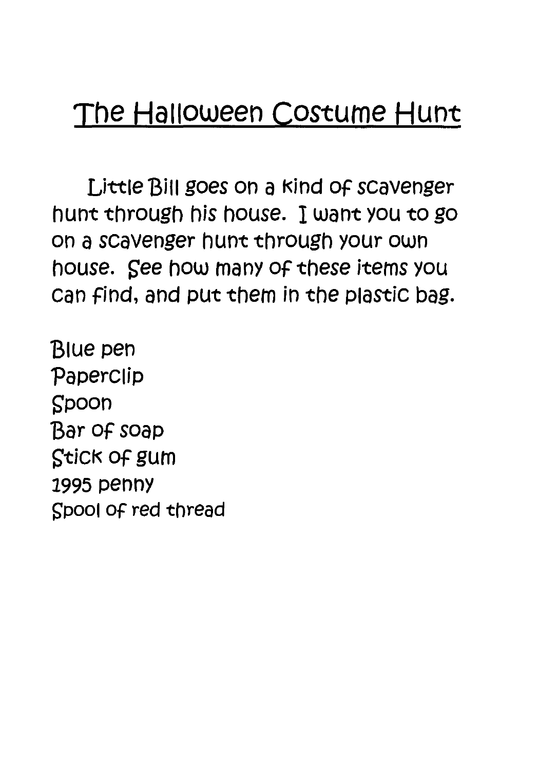# The Halloween Costume Hunt

Little Bill goes on a kind of scavenger hunt through his house. I want you to go on a scavenger hunt through your own house. See how many of these items you can find, and put them in the plastic bag.

Blue pen
Paperclip
Spoon
Bar of soap
Stick of gum
1995 penny
Spool of red thread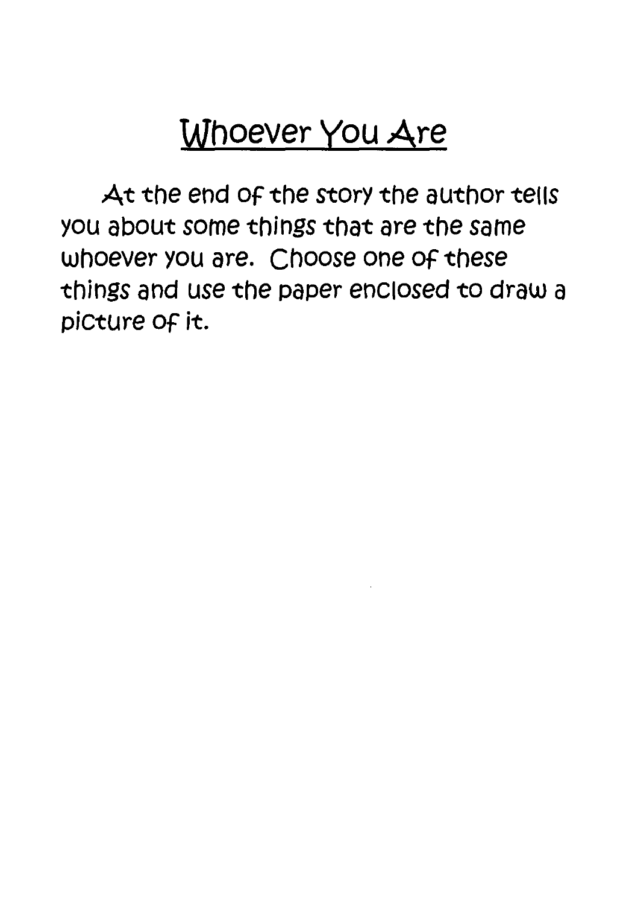# Whoever You Are

At the end of the story the author tells you about some things that are the same whoever you are. Choose one of these things and use the paper enclosed to draw a picture of it.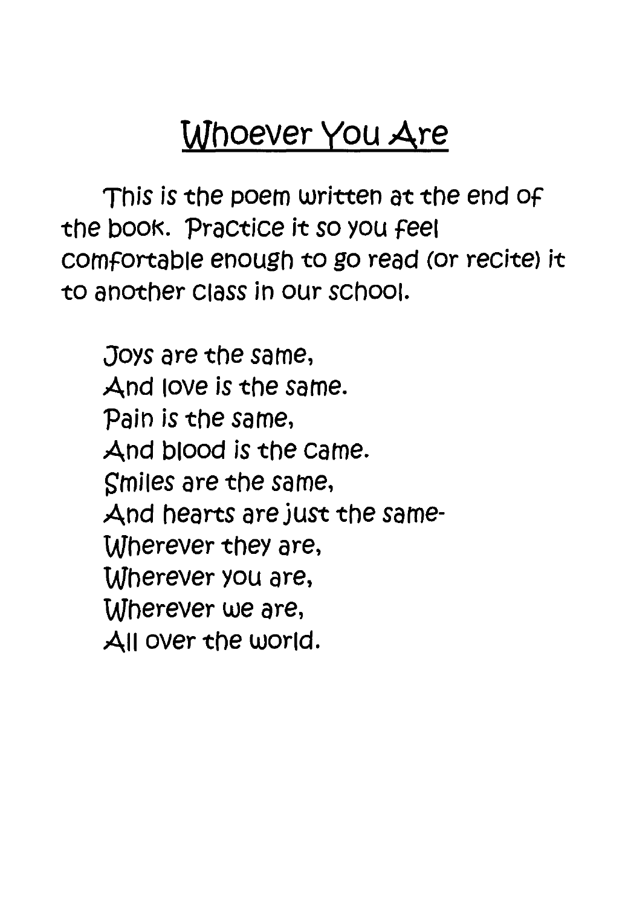# Whoever You Are

This is the poem written at the end of the book. Practice it so you feel comfortable enough to go read (or recite) it to another class in our school.

Joys are the same,
And love is the same.
Pain is the same,
And blood is the same.
Smiles are the same,
And hearts are just the same-
Wherever they are,
Wherever you are,
Wherever we are,
All over the world.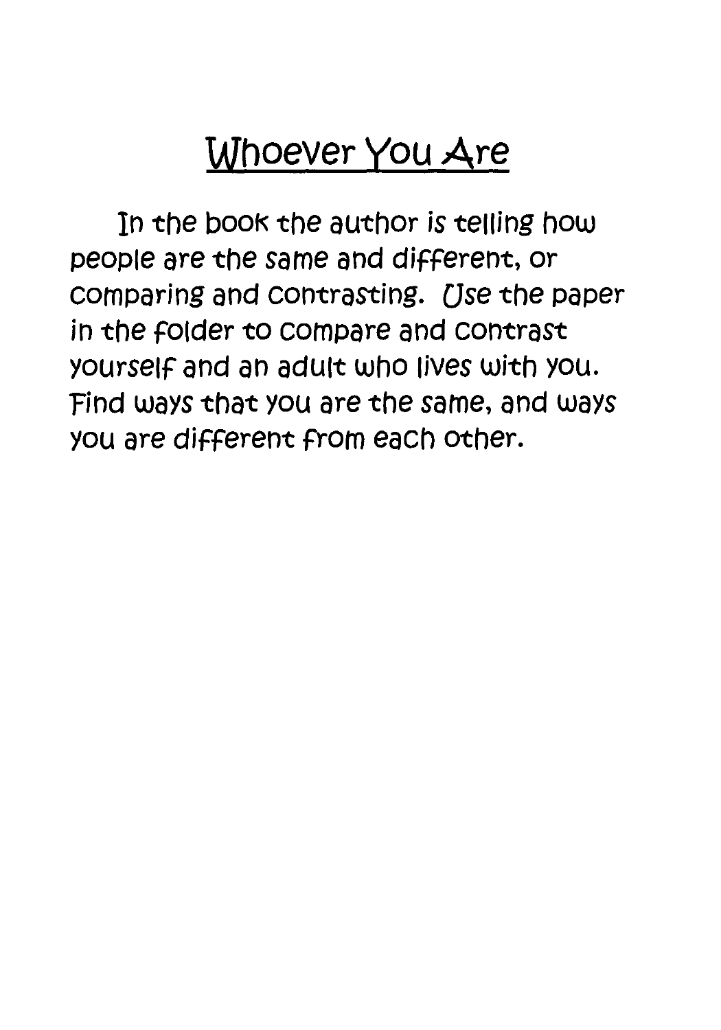# Whoever You Are

In the book the author is telling how people are the same and different, or comparing and contrasting. Use the paper in the folder to compare and contrast yourself and an adult who lives with you. Find ways that you are the same, and ways you are different from each other.